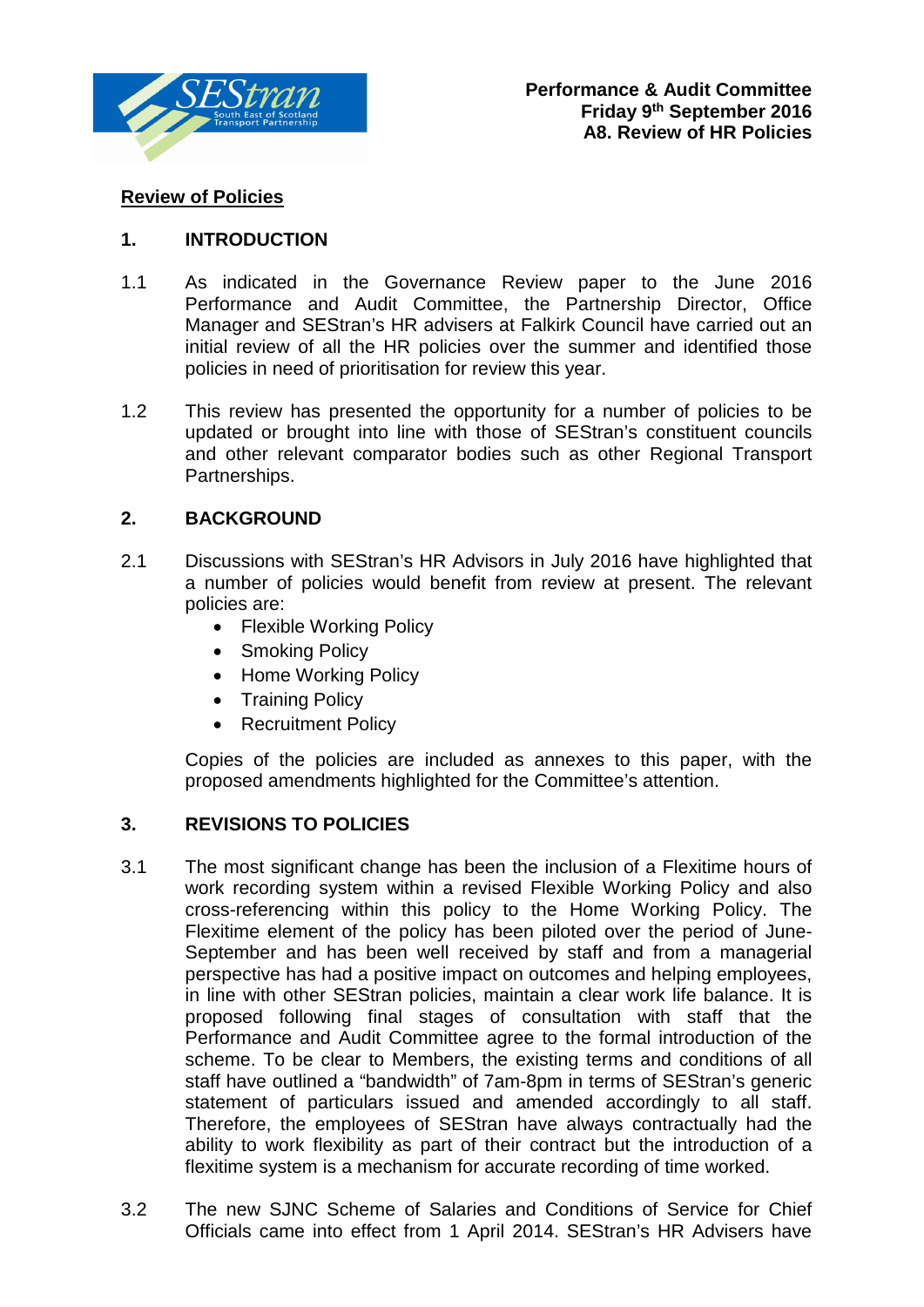**Performance & Audit Committee**
**Friday 9th September 2016**
**A8. Review of HR Policies**

**Review of Policies**

## 1. INTRODUCTION

1.1 As indicated in the Governance Review paper to the June 2016 Performance and Audit Committee, the Partnership Director, Office Manager and SEStran's HR advisers at Falkirk Council have carried out an initial review of all the HR policies over the summer and identified those policies in need of prioritisation for review this year.

1.2 This review has presented the opportunity for a number of policies to be updated or brought into line with those of SEStran's constituent councils and other relevant comparator bodies such as other Regional Transport Partnerships.

## 2. BACKGROUND

2.1 Discussions with SEStran's HR Advisors in July 2016 have highlighted that a number of policies would benefit from review at present. The relevant policies are:

- Flexible Working Policy
- Smoking Policy
- Home Working Policy
- Training Policy
- Recruitment Policy

Copies of the policies are included as annexes to this paper, with the proposed amendments highlighted for the Committee's attention.

## 3. REVISIONS TO POLICIES

3.1 The most significant change has been the inclusion of a Flexitime hours of work recording system within a revised Flexible Working Policy and also cross-referencing within this policy to the Home Working Policy. The Flexitime element of the policy has been piloted over the period of June-September and has been well received by staff and from a managerial perspective has had a positive impact on outcomes and helping employees, in line with other SEStran policies, maintain a clear work life balance. It is proposed following final stages of consultation with staff that the Performance and Audit Committee agree to the formal introduction of the scheme. To be clear to Members, the existing terms and conditions of all staff have outlined a "bandwidth" of 7am-8pm in terms of SEStran's generic statement of particulars issued and amended accordingly to all staff. Therefore, the employees of SEStran have always contractually had the ability to work flexibility as part of their contract but the introduction of a flexitime system is a mechanism for accurate recording of time worked.

3.2 The new SJNC Scheme of Salaries and Conditions of Service for Chief Officials came into effect from 1 April 2014. SEStran's HR Advisers have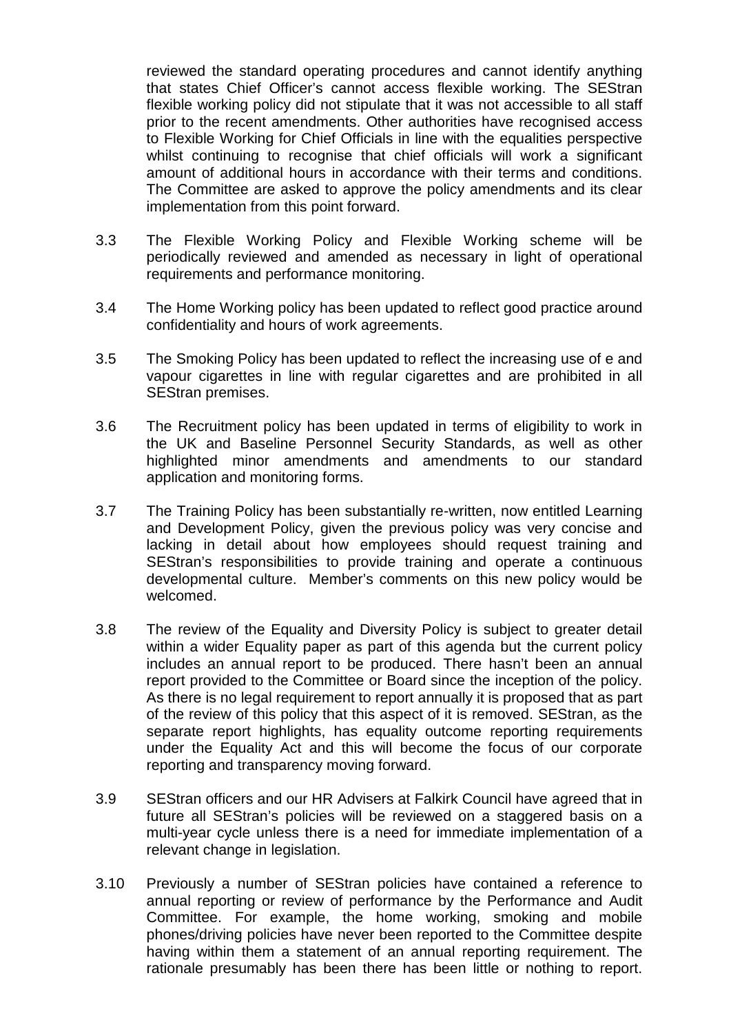reviewed the standard operating procedures and cannot identify anything that states Chief Officer's cannot access flexible working. The SEStran flexible working policy did not stipulate that it was not accessible to all staff prior to the recent amendments. Other authorities have recognised access to Flexible Working for Chief Officials in line with the equalities perspective whilst continuing to recognise that chief officials will work a significant amount of additional hours in accordance with their terms and conditions. The Committee are asked to approve the policy amendments and its clear implementation from this point forward.

3.3 The Flexible Working Policy and Flexible Working scheme will be periodically reviewed and amended as necessary in light of operational requirements and performance monitoring.

3.4 The Home Working policy has been updated to reflect good practice around confidentiality and hours of work agreements.

3.5 The Smoking Policy has been updated to reflect the increasing use of e and vapour cigarettes in line with regular cigarettes and are prohibited in all SEStran premises.

3.6 The Recruitment policy has been updated in terms of eligibility to work in the UK and Baseline Personnel Security Standards, as well as other highlighted minor amendments and amendments to our standard application and monitoring forms.

3.7 The Training Policy has been substantially re-written, now entitled Learning and Development Policy, given the previous policy was very concise and lacking in detail about how employees should request training and SEStran's responsibilities to provide training and operate a continuous developmental culture. Member's comments on this new policy would be welcomed.

3.8 The review of the Equality and Diversity Policy is subject to greater detail within a wider Equality paper as part of this agenda but the current policy includes an annual report to be produced. There hasn't been an annual report provided to the Committee or Board since the inception of the policy. As there is no legal requirement to report annually it is proposed that as part of the review of this policy that this aspect of it is removed. SEStran, as the separate report highlights, has equality outcome reporting requirements under the Equality Act and this will become the focus of our corporate reporting and transparency moving forward.

3.9 SEStran officers and our HR Advisers at Falkirk Council have agreed that in future all SEStran's policies will be reviewed on a staggered basis on a multi-year cycle unless there is a need for immediate implementation of a relevant change in legislation.

3.10 Previously a number of SEStran policies have contained a reference to annual reporting or review of performance by the Performance and Audit Committee. For example, the home working, smoking and mobile phones/driving policies have never been reported to the Committee despite having within them a statement of an annual reporting requirement. The rationale presumably has been there has been little or nothing to report.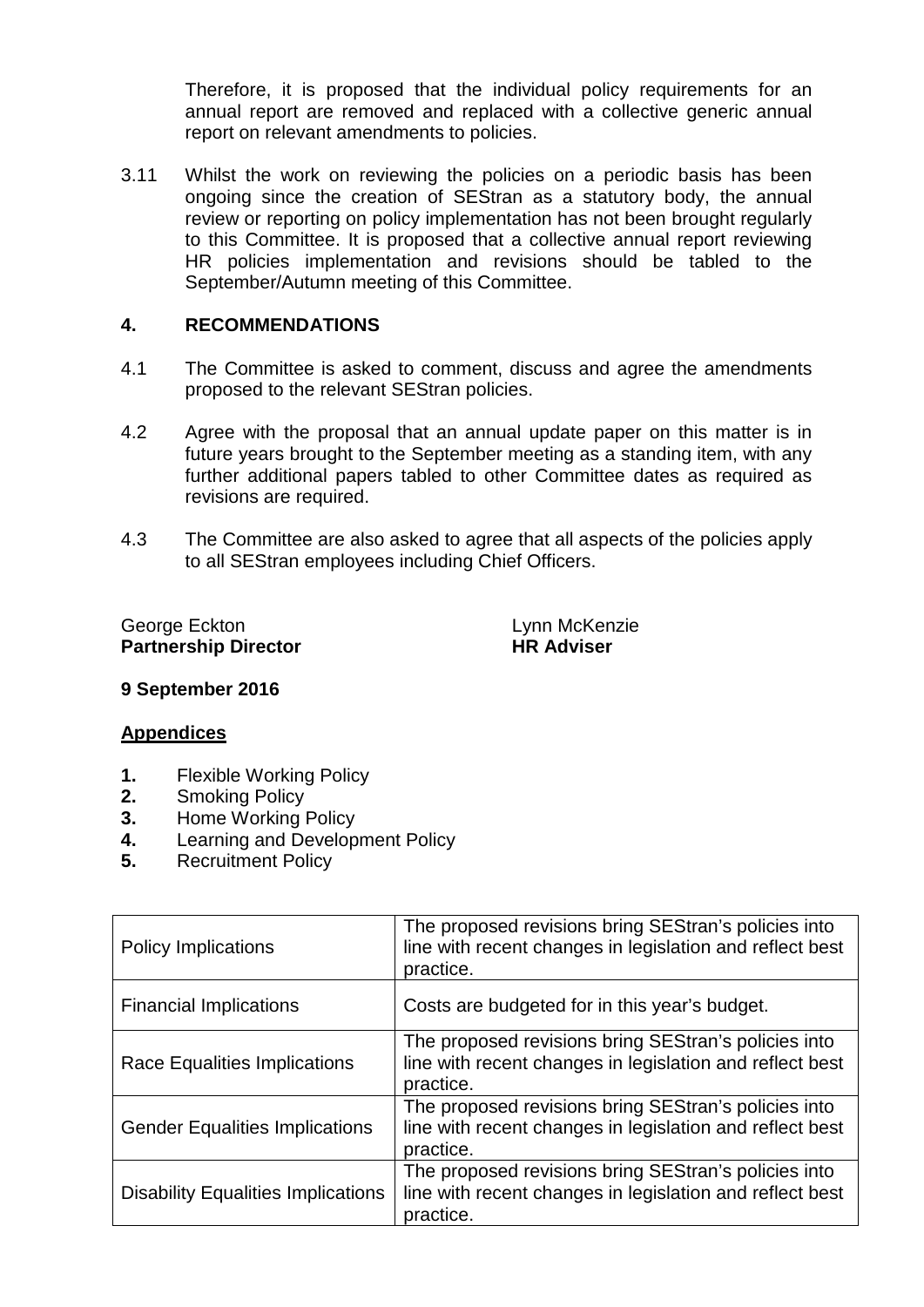Therefore, it is proposed that the individual policy requirements for an annual report are removed and replaced with a collective generic annual report on relevant amendments to policies.

3.11 Whilst the work on reviewing the policies on a periodic basis has been ongoing since the creation of SEStran as a statutory body, the annual review or reporting on policy implementation has not been brought regularly to this Committee. It is proposed that a collective annual report reviewing HR policies implementation and revisions should be tabled to the September/Autumn meeting of this Committee.

## 4. RECOMMENDATIONS

4.1 The Committee is asked to comment, discuss and agree the amendments proposed to the relevant SEStran policies.

4.2 Agree with the proposal that an annual update paper on this matter is in future years brought to the September meeting as a standing item, with any further additional papers tabled to other Committee dates as required as revisions are required.

4.3 The Committee are also asked to agree that all aspects of the policies apply to all SEStran employees including Chief Officers.

George Eckton
**Partnership Director**

Lynn McKenzie
**HR Adviser**

**9 September 2016**

**Appendices**

1. Flexible Working Policy
2. Smoking Policy
3. Home Working Policy
4. Learning and Development Policy
5. Recruitment Policy

| | |
|---|---|
| Policy Implications | The proposed revisions bring SEStran's policies into line with recent changes in legislation and reflect best practice. |
| Financial Implications | Costs are budgeted for in this year's budget. |
| Race Equalities Implications | The proposed revisions bring SEStran's policies into line with recent changes in legislation and reflect best practice. |
| Gender Equalities Implications | The proposed revisions bring SEStran's policies into line with recent changes in legislation and reflect best practice. |
| Disability Equalities Implications | The proposed revisions bring SEStran's policies into line with recent changes in legislation and reflect best practice. |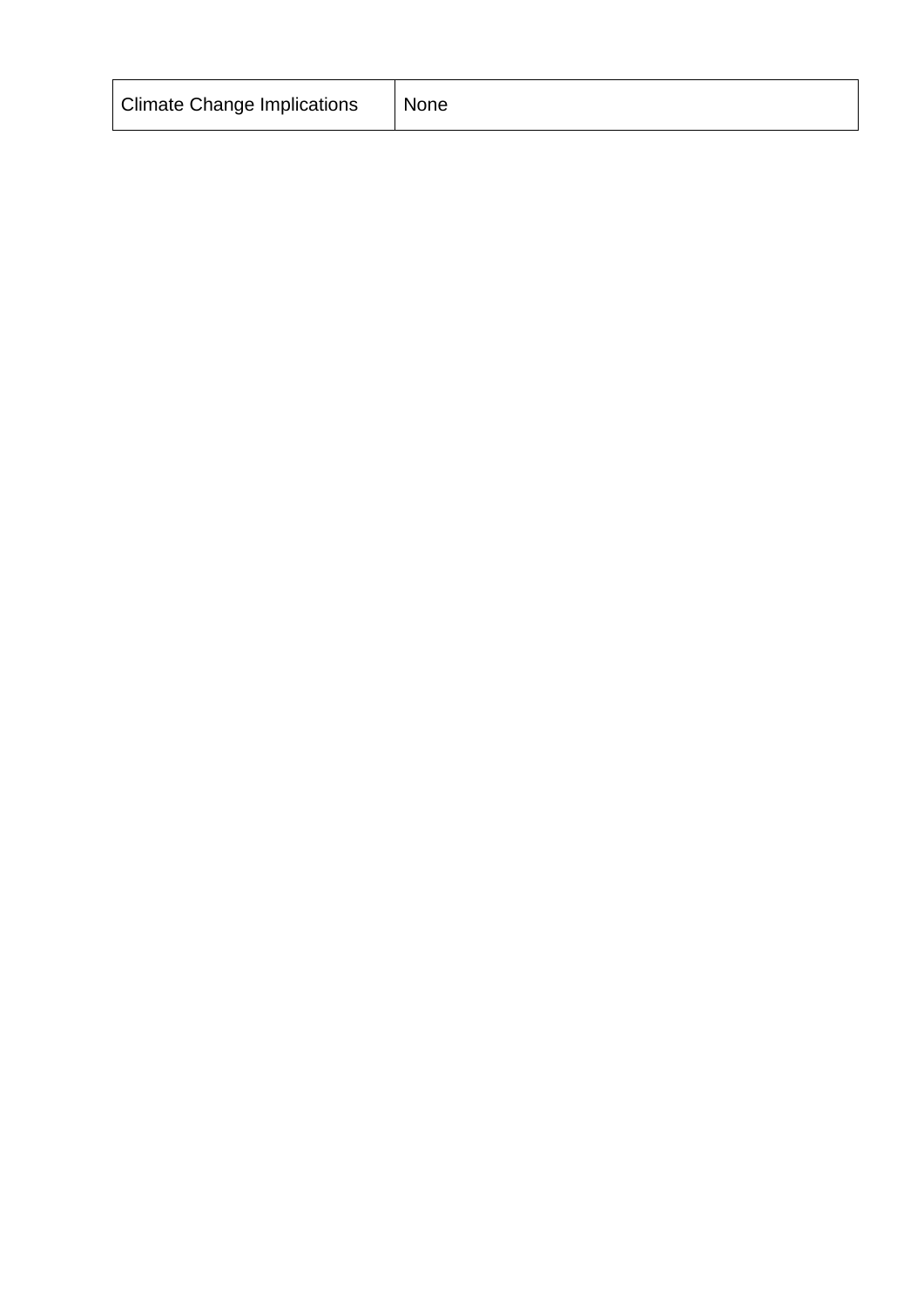| Climate Change Implications | None |
|---|---|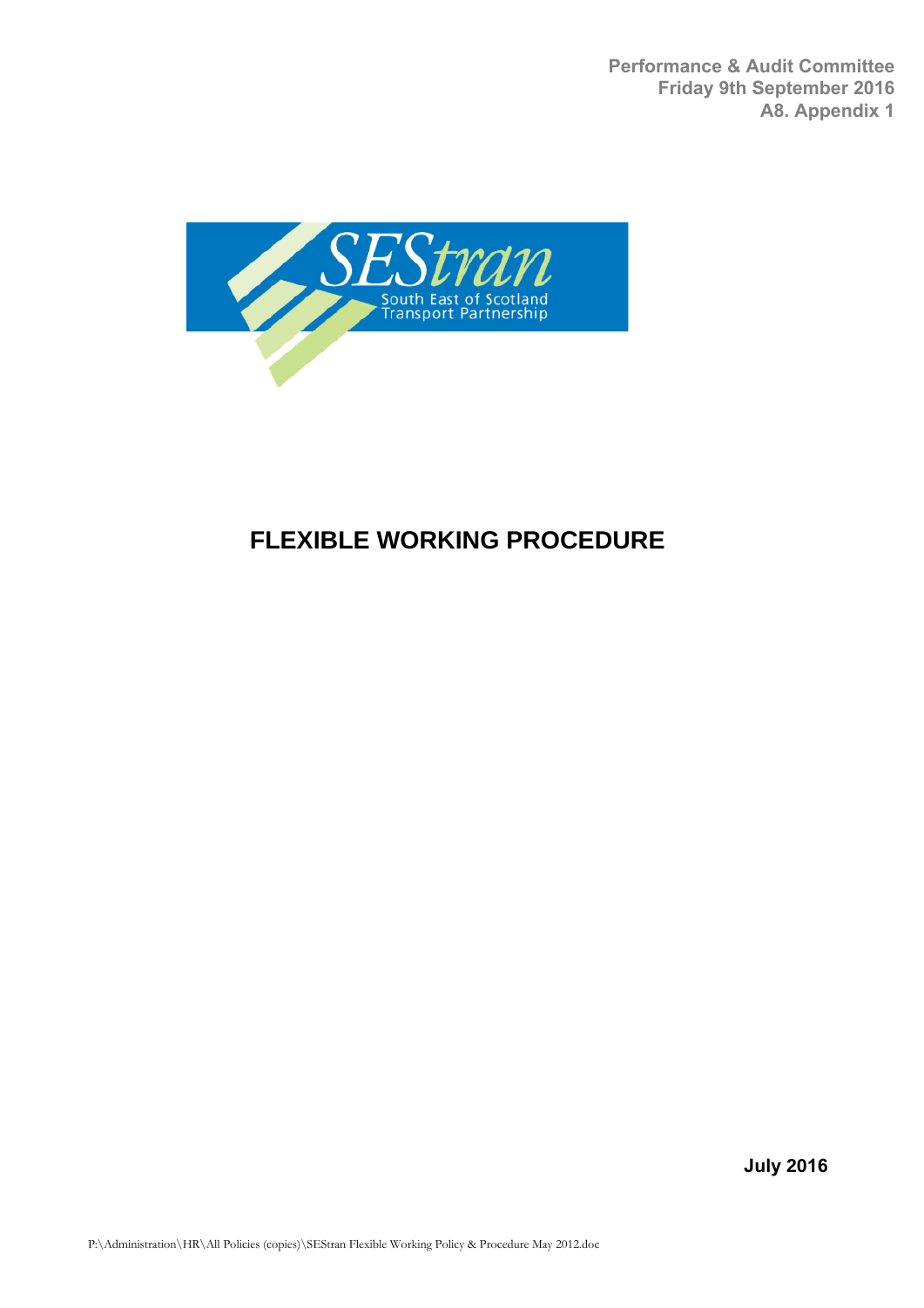Performance & Audit Committee
Friday 9th September 2016
A8. Appendix 1

# FLEXIBLE WORKING PROCEDURE

July 2016

P:\Administration\HR\All Policies (copies)\SEStran Flexible Working Policy & Procedure May 2012.doc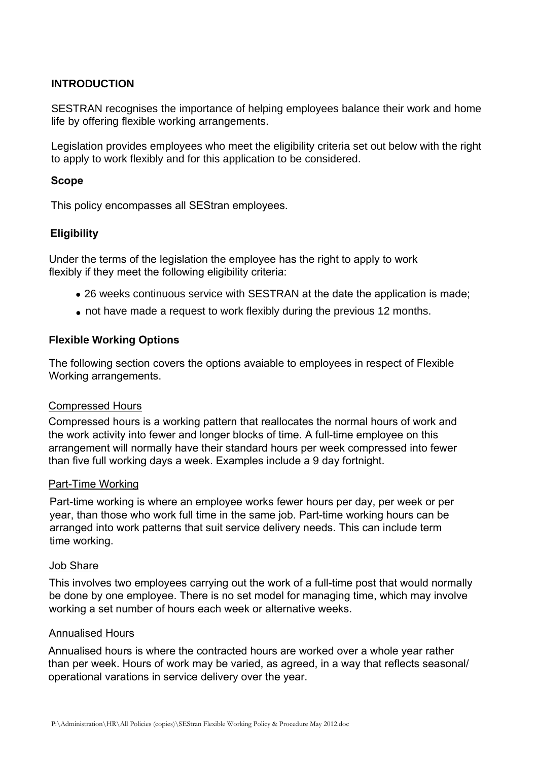## INTRODUCTION

SESTRAN recognises the importance of helping employees balance their work and home life by offering flexible working arrangements.

Legislation provides employees who meet the eligibility criteria set out below with the right to apply to work flexibly and for this application to be considered.

### Scope

This policy encompasses all SEStran employees.

### Eligibility

Under the terms of the legislation the employee has the right to apply to work flexibly if they meet the following eligibility criteria:

- 26 weeks continuous service with SESTRAN at the date the application is made;
- not have made a request to work flexibly during the previous 12 months.

### Flexible Working Options

The following section covers the options avaiable to employees in respect of Flexible Working arrangements.

Compressed Hours

Compressed hours is a working pattern that reallocates the normal hours of work and the work activity into fewer and longer blocks of time. A full-time employee on this arrangement will normally have their standard hours per week compressed into fewer than five full working days a week. Examples include a 9 day fortnight.

Part-Time Working

Part-time working is where an employee works fewer hours per day, per week or per year, than those who work full time in the same job. Part-time working hours can be arranged into work patterns that suit service delivery needs. This can include term time working.

Job Share

This involves two employees carrying out the work of a full-time post that would normally be done by one employee. There is no set model for managing time, which may involve working a set number of hours each week or alternative weeks.

Annualised Hours

Annualised hours is where the contracted hours are worked over a whole year rather than per week. Hours of work may be varied, as agreed, in a way that reflects seasonal/ operational varations in service delivery over the year.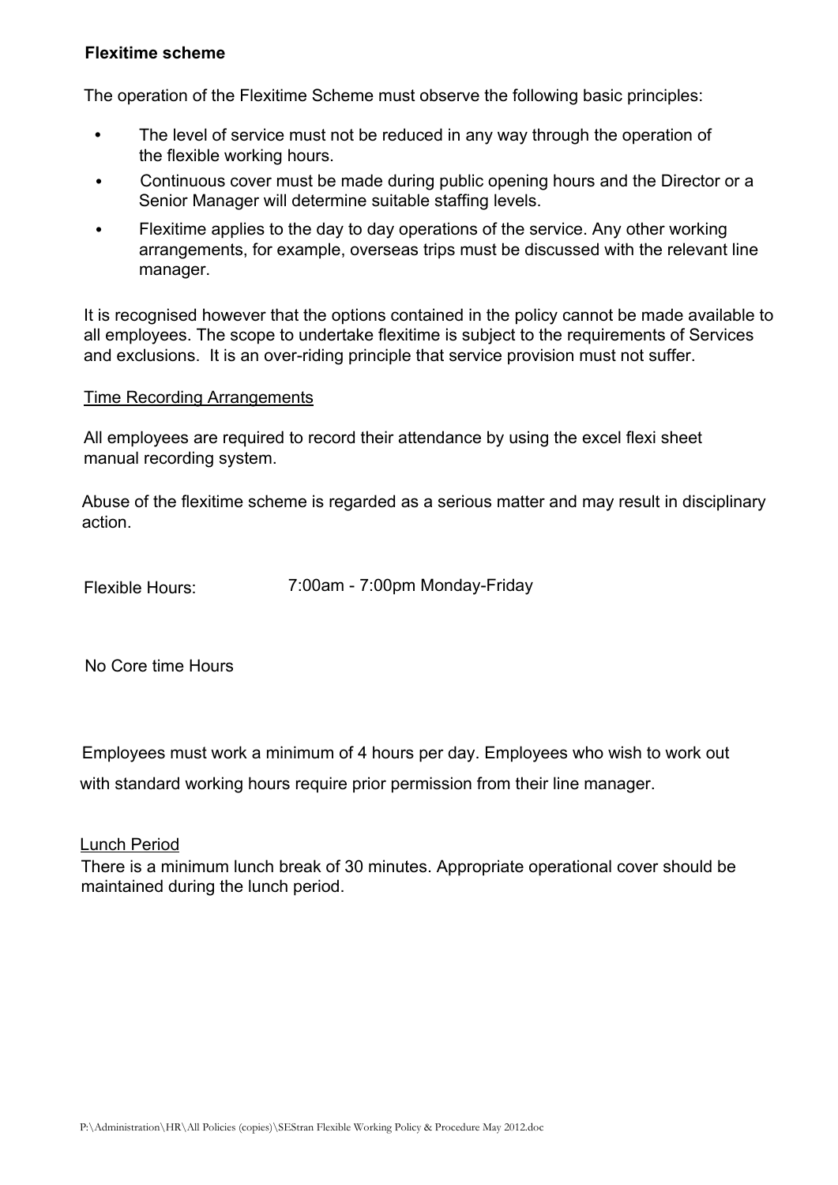**Flexitime scheme**

The operation of the Flexitime Scheme must observe the following basic principles:

- The level of service must not be reduced in any way through the operation of the flexible working hours.
- Continuous cover must be made during public opening hours and the Director or a Senior Manager will determine suitable staffing levels.
- Flexitime applies to the day to day operations of the service. Any other working arrangements, for example, overseas trips must be discussed with the relevant line manager.

It is recognised however that the options contained in the policy cannot be made available to all employees. The scope to undertake flexitime is subject to the requirements of Services and exclusions. It is an over-riding principle that service provision must not suffer.

<u>Time Recording Arrangements</u>

All employees are required to record their attendance by using the excel flexi sheet manual recording system.

Abuse of the flexitime scheme is regarded as a serious matter and may result in disciplinary action.

Flexible Hours: 7:00am - 7:00pm Monday-Friday

No Core time Hours

Employees must work a minimum of 4 hours per day. Employees who wish to work out with standard working hours require prior permission from their line manager.

<u>Lunch Period</u>

There is a minimum lunch break of 30 minutes. Appropriate operational cover should be maintained during the lunch period.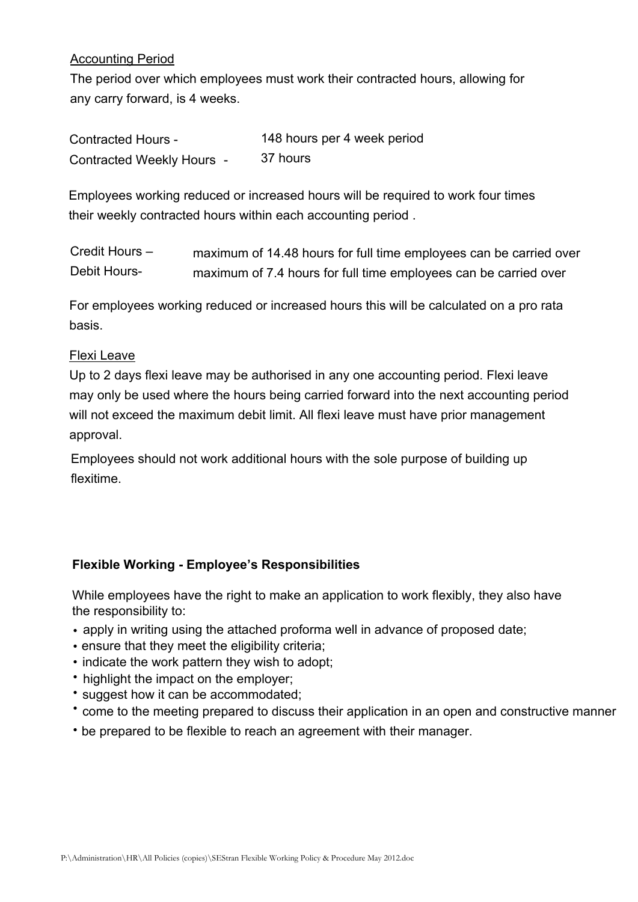Accounting Period

The period over which employees must work their contracted hours, allowing for any carry forward, is 4 weeks.

| | |
|---|---|
| Contracted Hours - | 148 hours per 4 week period |
| Contracted Weekly Hours - | 37 hours |

Employees working reduced or increased hours will be required to work four times their weekly contracted hours within each accounting period .

| | |
|---|---|
| Credit Hours – | maximum of 14.48 hours for full time employees can be carried over |
| Debit Hours- | maximum of 7.4 hours for full time employees can be carried over |

For employees working reduced or increased hours this will be calculated on a pro rata basis.

Flexi Leave

Up to 2 days flexi leave may be authorised in any one accounting period. Flexi leave may only be used where the hours being carried forward into the next accounting period will not exceed the maximum debit limit. All flexi leave must have prior management approval.

Employees should not work additional hours with the sole purpose of building up flexitime.

**Flexible Working - Employee's Responsibilities**

While employees have the right to make an application to work flexibly, they also have the responsibility to:

- apply in writing using the attached proforma well in advance of proposed date;
- ensure that they meet the eligibility criteria;
- indicate the work pattern they wish to adopt;
- highlight the impact on the employer;
- suggest how it can be accommodated;
- come to the meeting prepared to discuss their application in an open and constructive manner
- be prepared to be flexible to reach an agreement with their manager.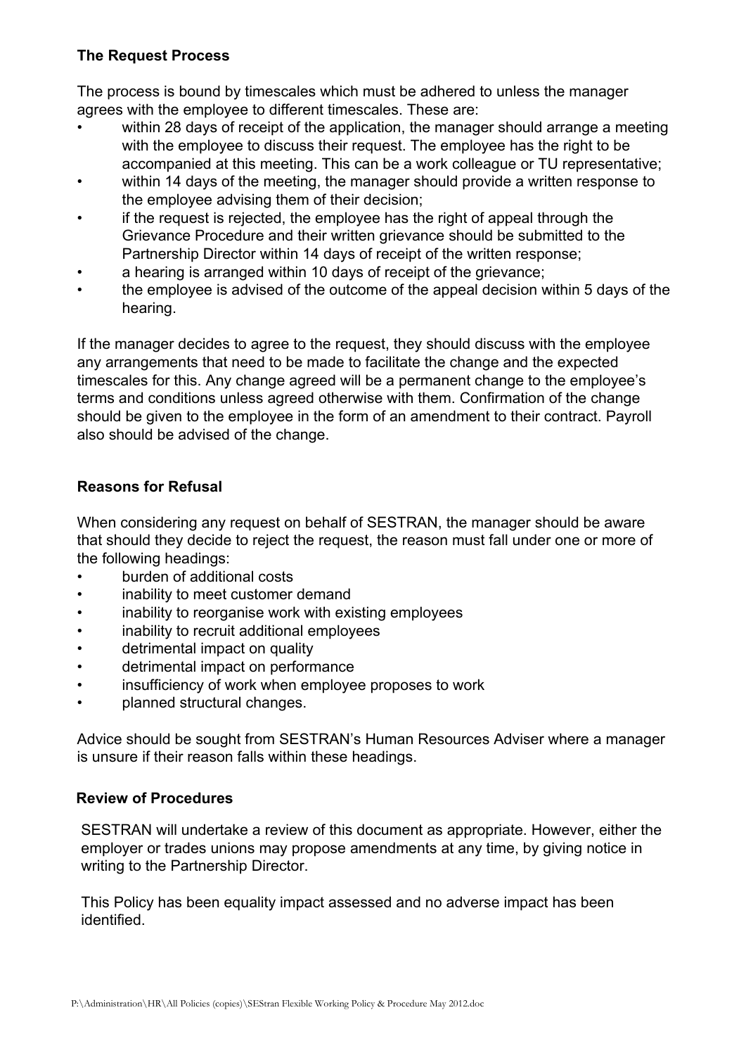### The Request Process

The process is bound by timescales which must be adhered to unless the manager agrees with the employee to different timescales. These are:

- within 28 days of receipt of the application, the manager should arrange a meeting with the employee to discuss their request. The employee has the right to be accompanied at this meeting. This can be a work colleague or TU representative;
- within 14 days of the meeting, the manager should provide a written response to the employee advising them of their decision;
- if the request is rejected, the employee has the right of appeal through the Grievance Procedure and their written grievance should be submitted to the Partnership Director within 14 days of receipt of the written response;
- a hearing is arranged within 10 days of receipt of the grievance;
- the employee is advised of the outcome of the appeal decision within 5 days of the hearing.

If the manager decides to agree to the request, they should discuss with the employee any arrangements that need to be made to facilitate the change and the expected timescales for this. Any change agreed will be a permanent change to the employee's terms and conditions unless agreed otherwise with them. Confirmation of the change should be given to the employee in the form of an amendment to their contract. Payroll also should be advised of the change.

### Reasons for Refusal

When considering any request on behalf of SESTRAN, the manager should be aware that should they decide to reject the request, the reason must fall under one or more of the following headings:

- burden of additional costs
- inability to meet customer demand
- inability to reorganise work with existing employees
- inability to recruit additional employees
- detrimental impact on quality
- detrimental impact on performance
- insufficiency of work when employee proposes to work
- planned structural changes.

Advice should be sought from SESTRAN's Human Resources Adviser where a manager is unsure if their reason falls within these headings.

### Review of Procedures

SESTRAN will undertake a review of this document as appropriate. However, either the employer or trades unions may propose amendments at any time, by giving notice in writing to the Partnership Director.

This Policy has been equality impact assessed and no adverse impact has been identified.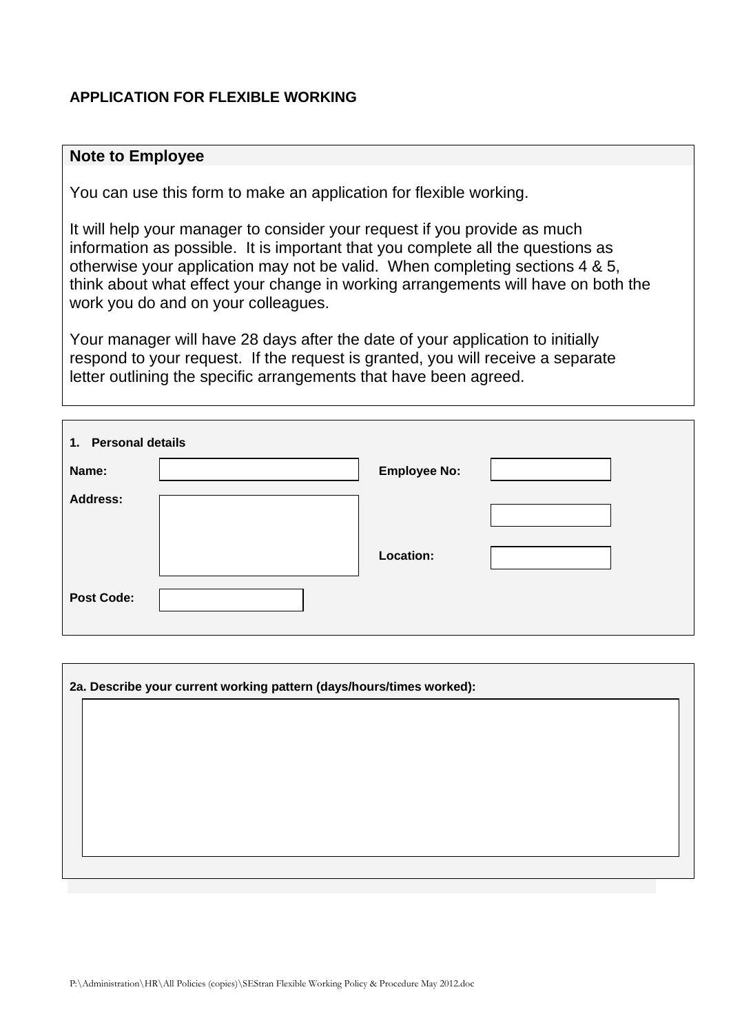**APPLICATION FOR FLEXIBLE WORKING**

**Note to Employee**

You can use this form to make an application for flexible working.

It will help your manager to consider your request if you provide as much information as possible. It is important that you complete all the questions as otherwise your application may not be valid. When completing sections 4 & 5, think about what effect your change in working arrangements will have on both the work you do and on your colleagues.

Your manager will have 28 days after the date of your application to initially respond to your request. If the request is granted, you will receive a separate letter outlining the specific arrangements that have been agreed.

**1. Personal details**

| | | | |
|---|---|---|---|
| **Name:** | | **Employee No:** | |
| **Address:** | | | |
| | | **Location:** | |
| **Post Code:** | | | |

**2a. Describe your current working pattern (days/hours/times worked):**

P:\Administration\HR\All Policies (copies)\SEStran Flexible Working Policy & Procedure May 2012.doc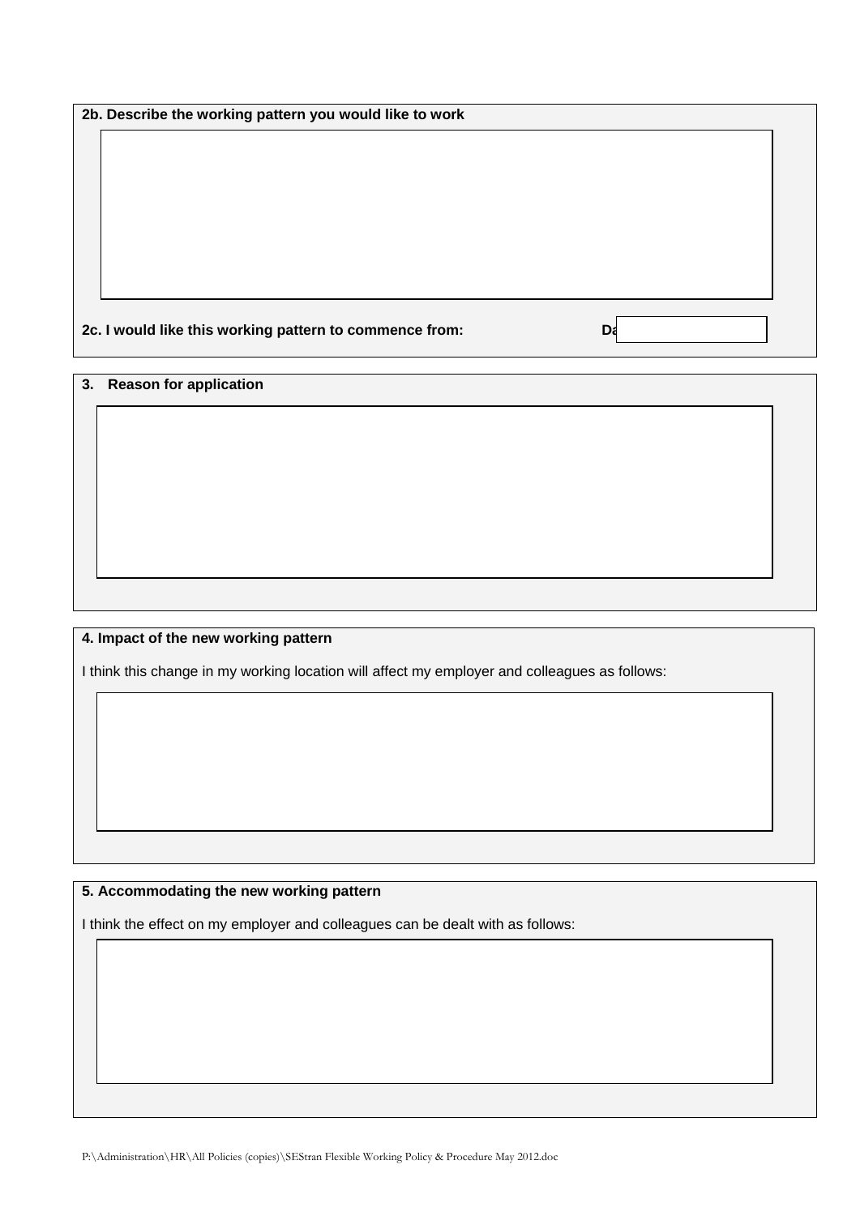**2b. Describe the working pattern you would like to work**

**2c. I would like this working pattern to commence from:** **Da**

**3. Reason for application**

**4. Impact of the new working pattern**

I think this change in my working location will affect my employer and colleagues as follows:

**5. Accommodating the new working pattern**

I think the effect on my employer and colleagues can be dealt with as follows: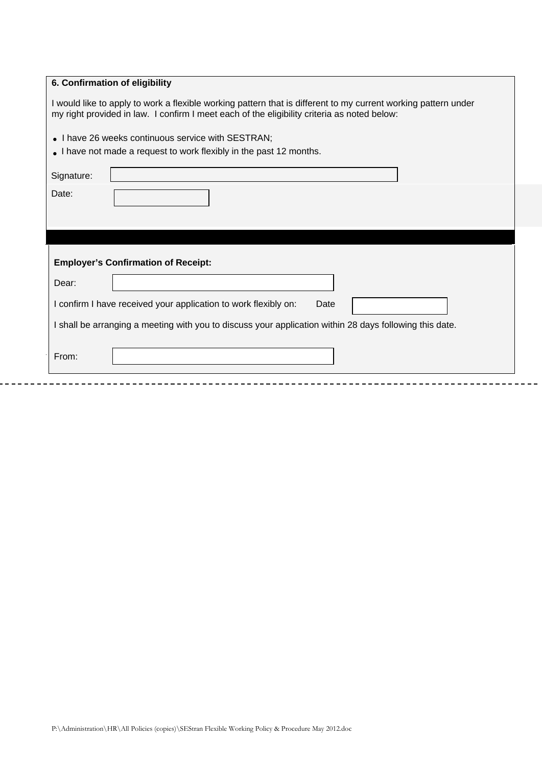**6. Confirmation of eligibility**

I would like to apply to work a flexible working pattern that is different to my current working pattern under my right provided in law. I confirm I meet each of the eligibility criteria as noted below:

- I have 26 weeks continuous service with SESTRAN;
- I have not made a request to work flexibly in the past 12 months.

Signature: \_\_\_\_\_\_\_\_\_\_\_\_\_\_\_\_\_\_\_\_

Date: \_\_\_\_\_\_\_\_\_\_

---

**Employer's Confirmation of Receipt:**

Dear: \_\_\_\_\_\_\_\_\_\_\_\_\_\_\_\_\_\_\_\_

I confirm I have received your application to work flexibly on: Date \_\_\_\_\_\_\_\_\_\_

I shall be arranging a meeting with you to discuss your application within 28 days following this date.

From: \_\_\_\_\_\_\_\_\_\_\_\_\_\_\_\_\_\_\_\_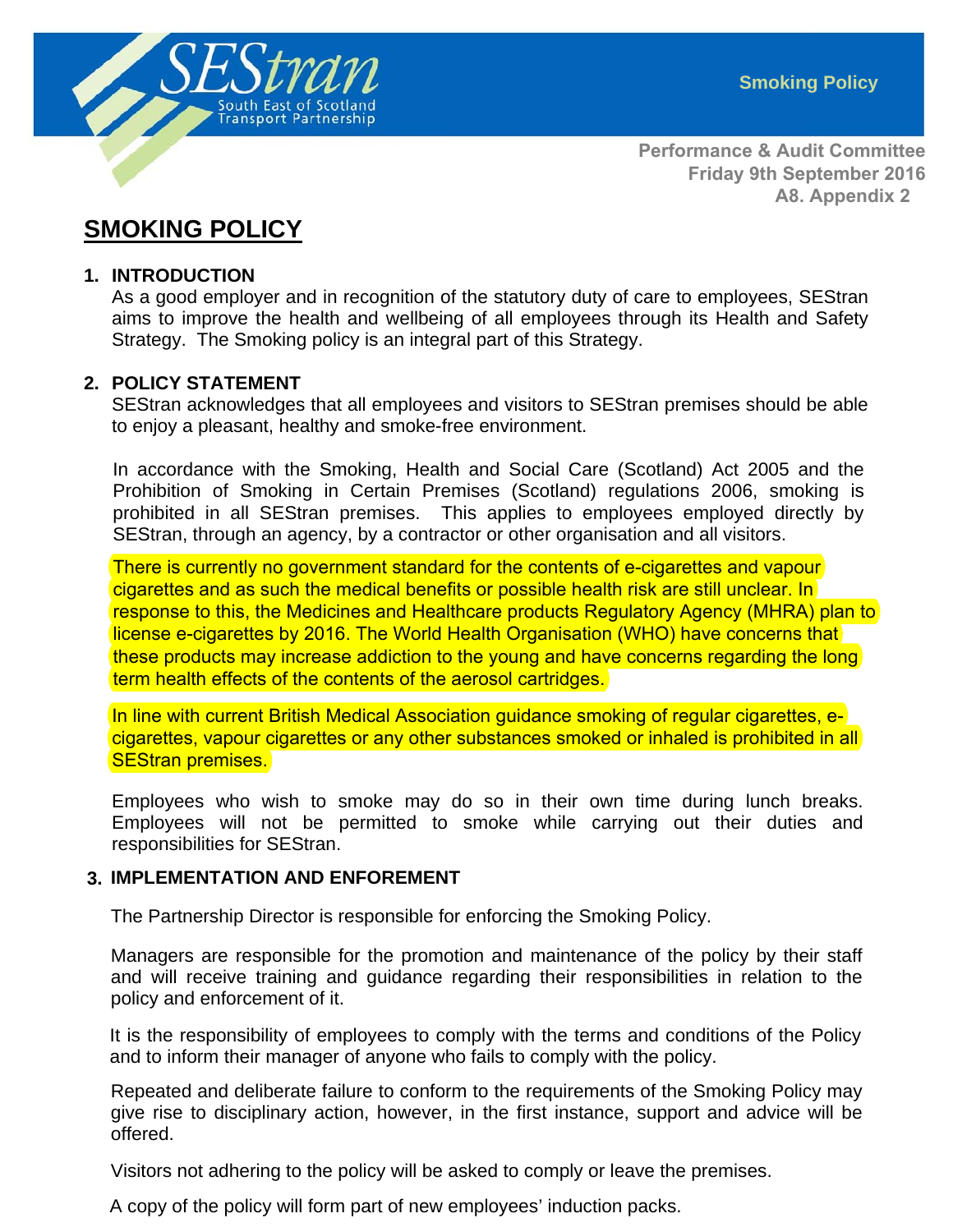Smoking Policy

Performance & Audit Committee
Friday 9th September 2016
A8. Appendix 2

# SMOKING POLICY

## 1. INTRODUCTION

As a good employer and in recognition of the statutory duty of care to employees, SEStran aims to improve the health and wellbeing of all employees through its Health and Safety Strategy. The Smoking policy is an integral part of this Strategy.

## 2. POLICY STATEMENT

SEStran acknowledges that all employees and visitors to SEStran premises should be able to enjoy a pleasant, healthy and smoke-free environment.

In accordance with the Smoking, Health and Social Care (Scotland) Act 2005 and the Prohibition of Smoking in Certain Premises (Scotland) regulations 2006, smoking is prohibited in all SEStran premises. This applies to employees employed directly by SEStran, through an agency, by a contractor or other organisation and all visitors.

There is currently no government standard for the contents of e-cigarettes and vapour cigarettes and as such the medical benefits or possible health risk are still unclear. In response to this, the Medicines and Healthcare products Regulatory Agency (MHRA) plan to license e-cigarettes by 2016. The World Health Organisation (WHO) have concerns that these products may increase addiction to the young and have concerns regarding the long term health effects of the contents of the aerosol cartridges.

In line with current British Medical Association guidance smoking of regular cigarettes, e-cigarettes, vapour cigarettes or any other substances smoked or inhaled is prohibited in all SEStran premises.

Employees who wish to smoke may do so in their own time during lunch breaks. Employees will not be permitted to smoke while carrying out their duties and responsibilities for SEStran.

## 3. IMPLEMENTATION AND ENFOREMENT

The Partnership Director is responsible for enforcing the Smoking Policy.

Managers are responsible for the promotion and maintenance of the policy by their staff and will receive training and guidance regarding their responsibilities in relation to the policy and enforcement of it.

It is the responsibility of employees to comply with the terms and conditions of the Policy and to inform their manager of anyone who fails to comply with the policy.

Repeated and deliberate failure to conform to the requirements of the Smoking Policy may give rise to disciplinary action, however, in the first instance, support and advice will be offered.

Visitors not adhering to the policy will be asked to comply or leave the premises.

A copy of the policy will form part of new employees' induction packs.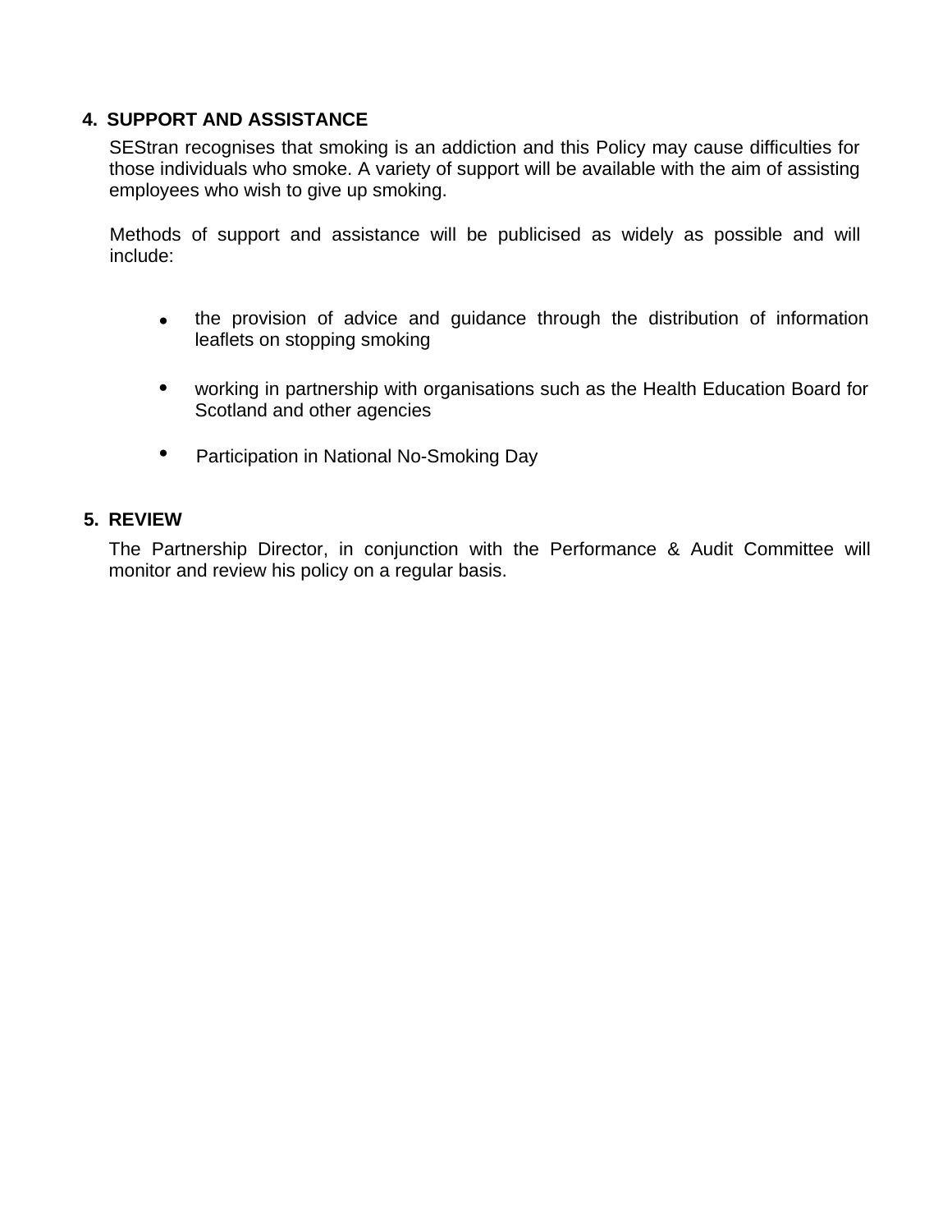## 4. SUPPORT AND ASSISTANCE

SEStran recognises that smoking is an addiction and this Policy may cause difficulties for those individuals who smoke. A variety of support will be available with the aim of assisting employees who wish to give up smoking.

Methods of support and assistance will be publicised as widely as possible and will include:

- the provision of advice and guidance through the distribution of information leaflets on stopping smoking
- working in partnership with organisations such as the Health Education Board for Scotland and other agencies
- Participation in National No-Smoking Day

## 5. REVIEW

The Partnership Director, in conjunction with the Performance & Audit Committee will monitor and review his policy on a regular basis.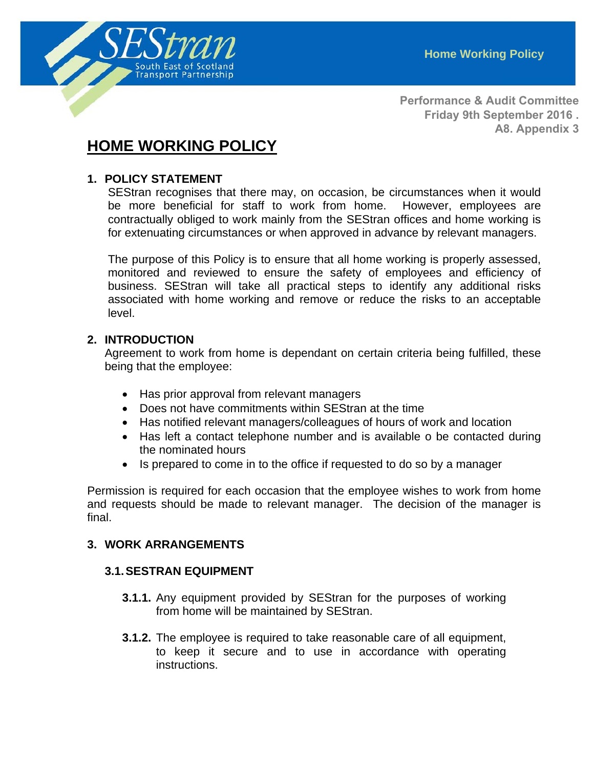Performance & Audit Committee
Friday 9th September 2016 .
A8. Appendix 3

# HOME WORKING POLICY

## 1. POLICY STATEMENT

SEStran recognises that there may, on occasion, be circumstances when it would be more beneficial for staff to work from home. However, employees are contractually obliged to work mainly from the SEStran offices and home working is for extenuating circumstances or when approved in advance by relevant managers.

The purpose of this Policy is to ensure that all home working is properly assessed, monitored and reviewed to ensure the safety of employees and efficiency of business. SEStran will take all practical steps to identify any additional risks associated with home working and remove or reduce the risks to an acceptable level.

## 2. INTRODUCTION

Agreement to work from home is dependant on certain criteria being fulfilled, these being that the employee:

- Has prior approval from relevant managers
- Does not have commitments within SEStran at the time
- Has notified relevant managers/colleagues of hours of work and location
- Has left a contact telephone number and is available o be contacted during the nominated hours
- Is prepared to come in to the office if requested to do so by a manager

Permission is required for each occasion that the employee wishes to work from home and requests should be made to relevant manager. The decision of the manager is final.

## 3. WORK ARRANGEMENTS

### 3.1. SESTRAN EQUIPMENT

**3.1.1.** Any equipment provided by SEStran for the purposes of working from home will be maintained by SEStran.

**3.1.2.** The employee is required to take reasonable care of all equipment, to keep it secure and to use in accordance with operating instructions.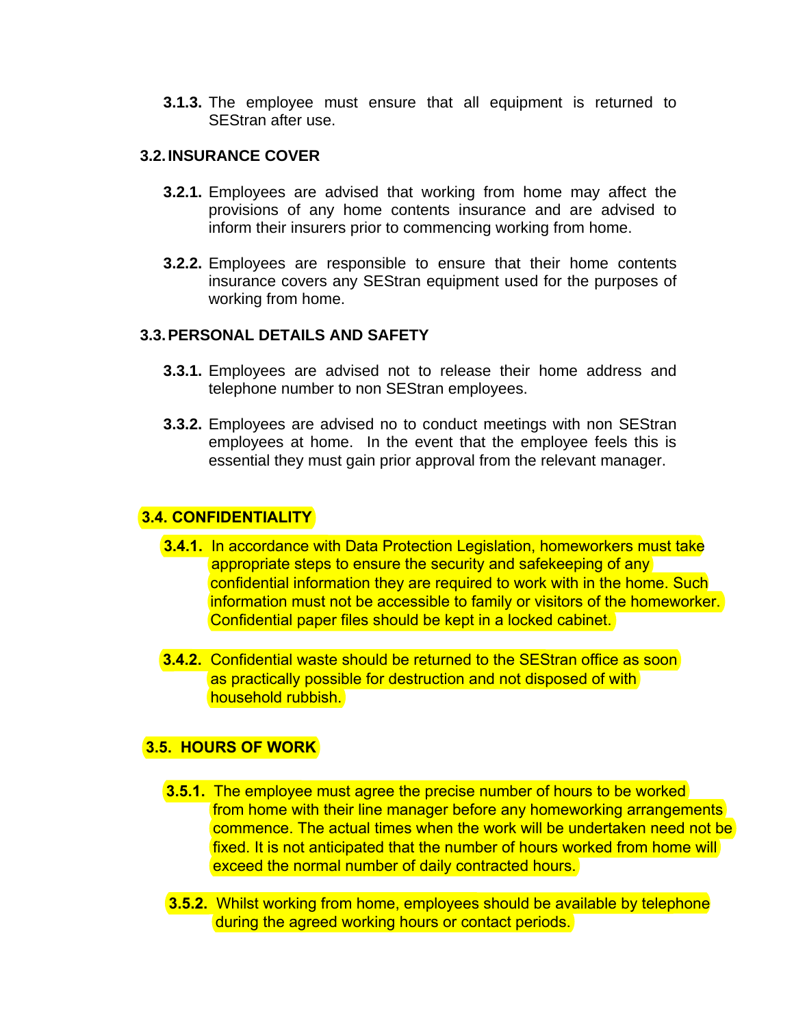**3.1.3.** The employee must ensure that all equipment is returned to SEStran after use.

### 3.2. INSURANCE COVER

**3.2.1.** Employees are advised that working from home may affect the provisions of any home contents insurance and are advised to inform their insurers prior to commencing working from home.

**3.2.2.** Employees are responsible to ensure that their home contents insurance covers any SEStran equipment used for the purposes of working from home.

### 3.3. PERSONAL DETAILS AND SAFETY

**3.3.1.** Employees are advised not to release their home address and telephone number to non SEStran employees.

**3.3.2.** Employees are advised no to conduct meetings with non SEStran employees at home. In the event that the employee feels this is essential they must gain prior approval from the relevant manager.

### 3.4. CONFIDENTIALITY

**3.4.1.** In accordance with Data Protection Legislation, homeworkers must take appropriate steps to ensure the security and safekeeping of any confidential information they are required to work with in the home. Such information must not be accessible to family or visitors of the homeworker. Confidential paper files should be kept in a locked cabinet.

**3.4.2.** Confidential waste should be returned to the SEStran office as soon as practically possible for destruction and not disposed of with household rubbish.

### 3.5. HOURS OF WORK

**3.5.1.** The employee must agree the precise number of hours to be worked from home with their line manager before any homeworking arrangements commence. The actual times when the work will be undertaken need not be fixed. It is not anticipated that the number of hours worked from home will exceed the normal number of daily contracted hours.

**3.5.2.** Whilst working from home, employees should be available by telephone during the agreed working hours or contact periods.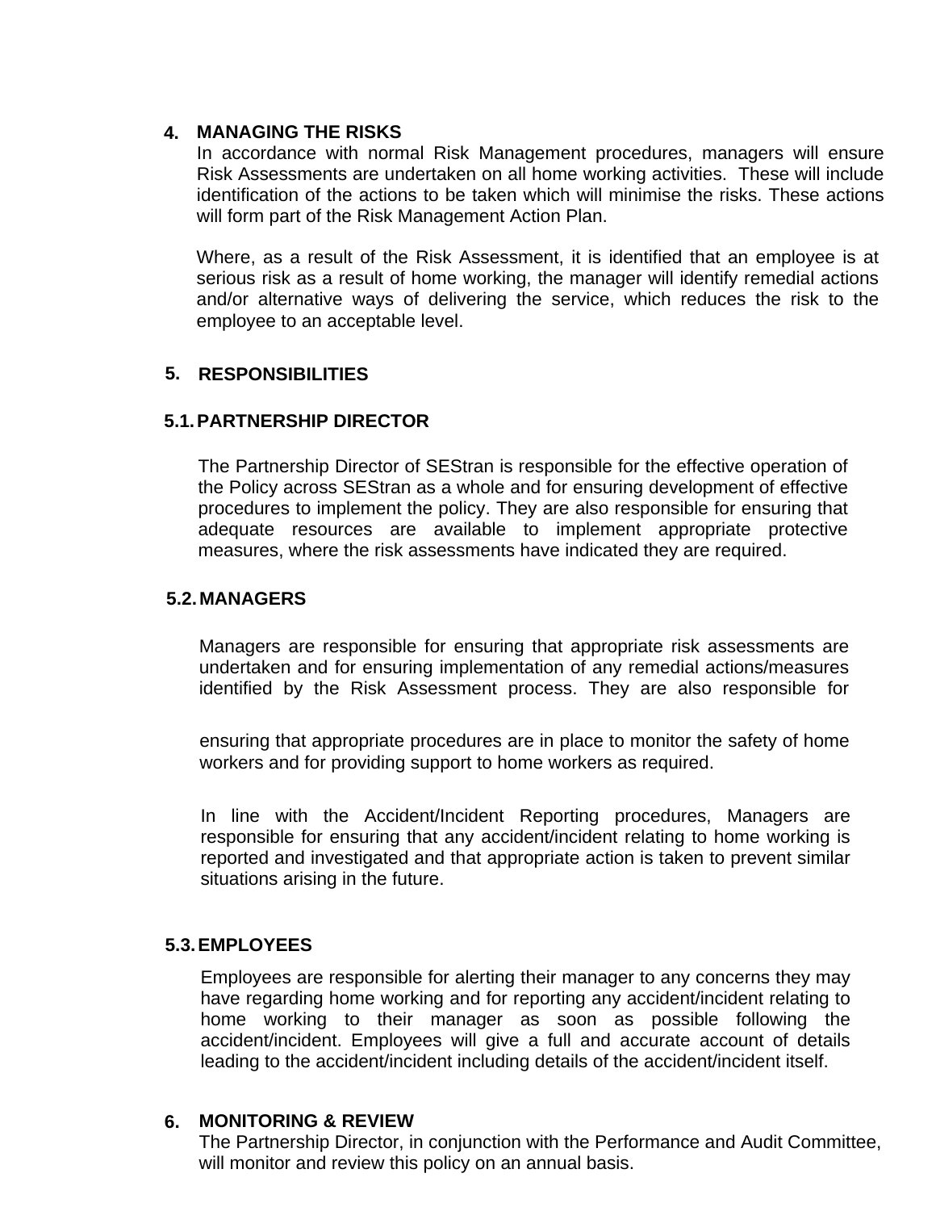## 4. MANAGING THE RISKS

In accordance with normal Risk Management procedures, managers will ensure Risk Assessments are undertaken on all home working activities. These will include identification of the actions to be taken which will minimise the risks. These actions will form part of the Risk Management Action Plan.

Where, as a result of the Risk Assessment, it is identified that an employee is at serious risk as a result of home working, the manager will identify remedial actions and/or alternative ways of delivering the service, which reduces the risk to the employee to an acceptable level.

## 5. RESPONSIBILITIES

### 5.1. PARTNERSHIP DIRECTOR

The Partnership Director of SEStran is responsible for the effective operation of the Policy across SEStran as a whole and for ensuring development of effective procedures to implement the policy. They are also responsible for ensuring that adequate resources are available to implement appropriate protective measures, where the risk assessments have indicated they are required.

### 5.2. MANAGERS

Managers are responsible for ensuring that appropriate risk assessments are undertaken and for ensuring implementation of any remedial actions/measures identified by the Risk Assessment process. They are also responsible for ensuring that appropriate procedures are in place to monitor the safety of home workers and for providing support to home workers as required.

In line with the Accident/Incident Reporting procedures, Managers are responsible for ensuring that any accident/incident relating to home working is reported and investigated and that appropriate action is taken to prevent similar situations arising in the future.

### 5.3. EMPLOYEES

Employees are responsible for alerting their manager to any concerns they may have regarding home working and for reporting any accident/incident relating to home working to their manager as soon as possible following the accident/incident. Employees will give a full and accurate account of details leading to the accident/incident including details of the accident/incident itself.

## 6. MONITORING & REVIEW

The Partnership Director, in conjunction with the Performance and Audit Committee, will monitor and review this policy on an annual basis.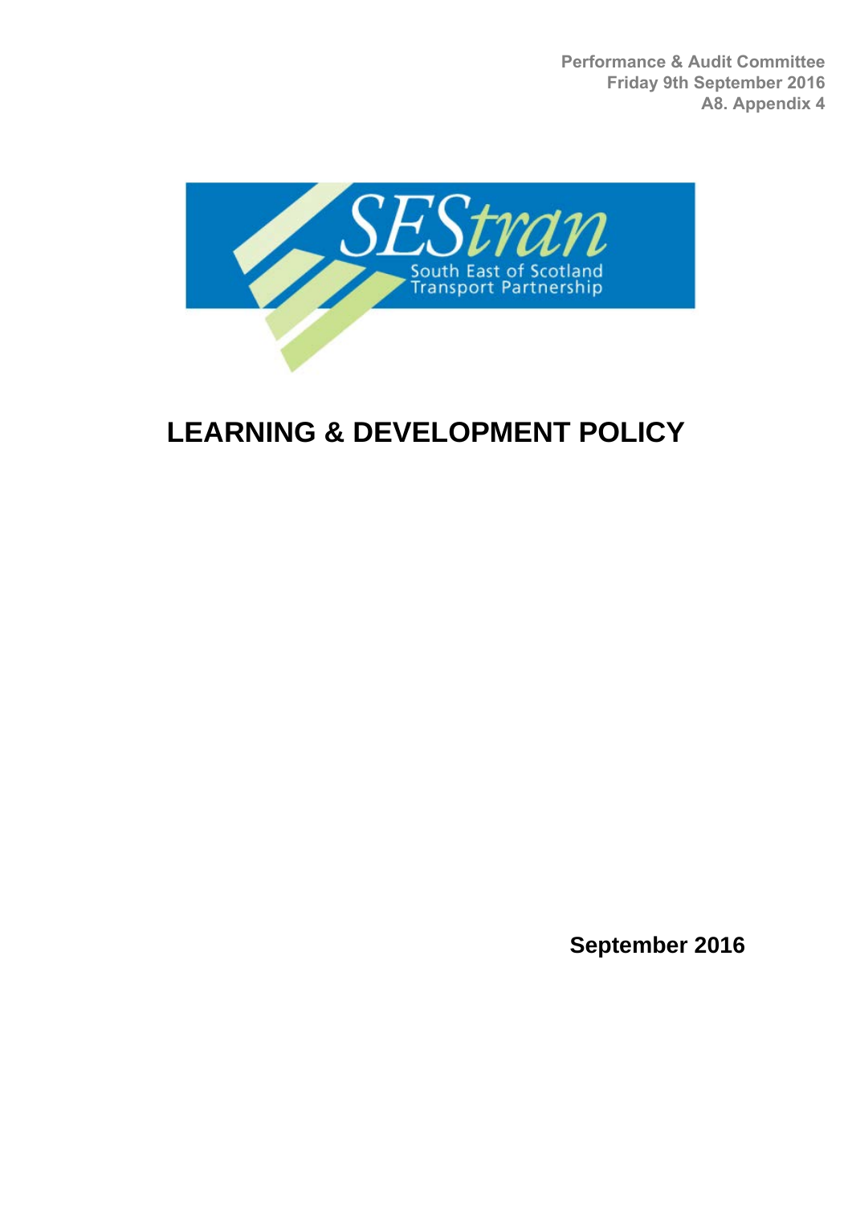Performance & Audit Committee
Friday 9th September 2016
A8. Appendix 4

# LEARNING & DEVELOPMENT POLICY

**September 2016**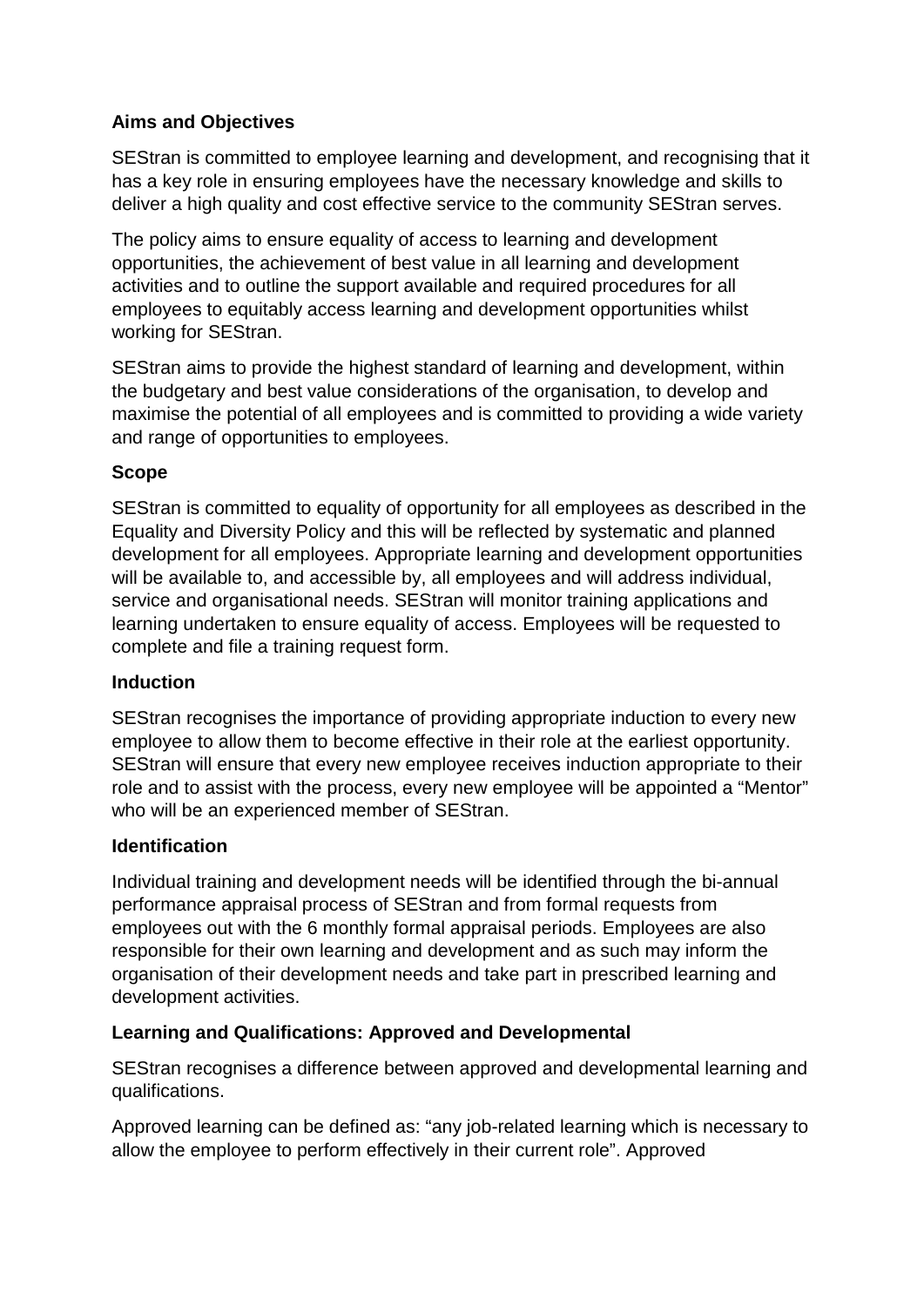**Aims and Objectives**

SEStran is committed to employee learning and development, and recognising that it has a key role in ensuring employees have the necessary knowledge and skills to deliver a high quality and cost effective service to the community SEStran serves.

The policy aims to ensure equality of access to learning and development opportunities, the achievement of best value in all learning and development activities and to outline the support available and required procedures for all employees to equitably access learning and development opportunities whilst working for SEStran.

SEStran aims to provide the highest standard of learning and development, within the budgetary and best value considerations of the organisation, to develop and maximise the potential of all employees and is committed to providing a wide variety and range of opportunities to employees.

**Scope**

SEStran is committed to equality of opportunity for all employees as described in the Equality and Diversity Policy and this will be reflected by systematic and planned development for all employees. Appropriate learning and development opportunities will be available to, and accessible by, all employees and will address individual, service and organisational needs. SEStran will monitor training applications and learning undertaken to ensure equality of access. Employees will be requested to complete and file a training request form.

**Induction**

SEStran recognises the importance of providing appropriate induction to every new employee to allow them to become effective in their role at the earliest opportunity. SEStran will ensure that every new employee receives induction appropriate to their role and to assist with the process, every new employee will be appointed a "Mentor" who will be an experienced member of SEStran.

**Identification**

Individual training and development needs will be identified through the bi-annual performance appraisal process of SEStran and from formal requests from employees out with the 6 monthly formal appraisal periods. Employees are also responsible for their own learning and development and as such may inform the organisation of their development needs and take part in prescribed learning and development activities.

**Learning and Qualifications: Approved and Developmental**

SEStran recognises a difference between approved and developmental learning and qualifications.

Approved learning can be defined as: "any job-related learning which is necessary to allow the employee to perform effectively in their current role". Approved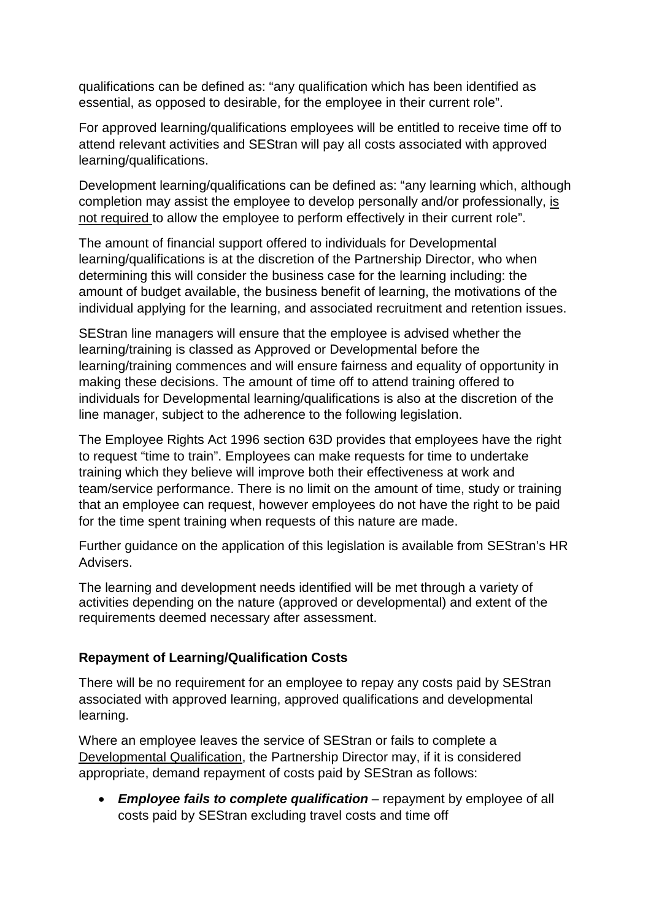qualifications can be defined as: “any qualification which has been identified as essential, as opposed to desirable, for the employee in their current role”.

For approved learning/qualifications employees will be entitled to receive time off to attend relevant activities and SEStran will pay all costs associated with approved learning/qualifications.

Development learning/qualifications can be defined as: “any learning which, although completion may assist the employee to develop personally and/or professionally, <u>is not required</u> to allow the employee to perform effectively in their current role”.

The amount of financial support offered to individuals for Developmental learning/qualifications is at the discretion of the Partnership Director, who when determining this will consider the business case for the learning including: the amount of budget available, the business benefit of learning, the motivations of the individual applying for the learning, and associated recruitment and retention issues.

SEStran line managers will ensure that the employee is advised whether the learning/training is classed as Approved or Developmental before the learning/training commences and will ensure fairness and equality of opportunity in making these decisions. The amount of time off to attend training offered to individuals for Developmental learning/qualifications is also at the discretion of the line manager, subject to the adherence to the following legislation.

The Employee Rights Act 1996 section 63D provides that employees have the right to request “time to train”. Employees can make requests for time to undertake training which they believe will improve both their effectiveness at work and team/service performance. There is no limit on the amount of time, study or training that an employee can request, however employees do not have the right to be paid for the time spent training when requests of this nature are made.

Further guidance on the application of this legislation is available from SEStran’s HR Advisers.

The learning and development needs identified will be met through a variety of activities depending on the nature (approved or developmental) and extent of the requirements deemed necessary after assessment.

**Repayment of Learning/Qualification Costs**

There will be no requirement for an employee to repay any costs paid by SEStran associated with approved learning, approved qualifications and developmental learning.

Where an employee leaves the service of SEStran or fails to complete a <u>Developmental Qualification</u>, the Partnership Director may, if it is considered appropriate, demand repayment of costs paid by SEStran as follows:

- ***Employee fails to complete qualification*** – repayment by employee of all costs paid by SEStran excluding travel costs and time off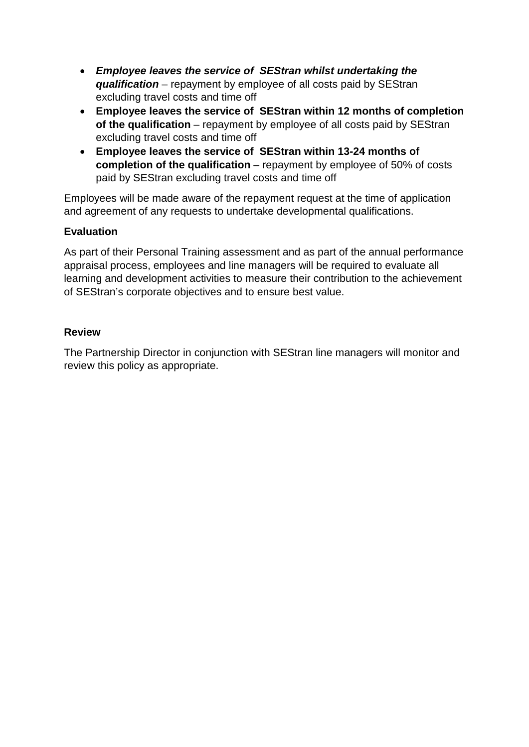- ***Employee leaves the service of SEStran whilst undertaking the qualification*** – repayment by employee of all costs paid by SEStran excluding travel costs and time off
- **Employee leaves the service of SEStran within 12 months of completion of the qualification** – repayment by employee of all costs paid by SEStran excluding travel costs and time off
- **Employee leaves the service of SEStran within 13-24 months of completion of the qualification** – repayment by employee of 50% of costs paid by SEStran excluding travel costs and time off

Employees will be made aware of the repayment request at the time of application and agreement of any requests to undertake developmental qualifications.

**Evaluation**

As part of their Personal Training assessment and as part of the annual performance appraisal process, employees and line managers will be required to evaluate all learning and development activities to measure their contribution to the achievement of SEStran's corporate objectives and to ensure best value.

**Review**

The Partnership Director in conjunction with SEStran line managers will monitor and review this policy as appropriate.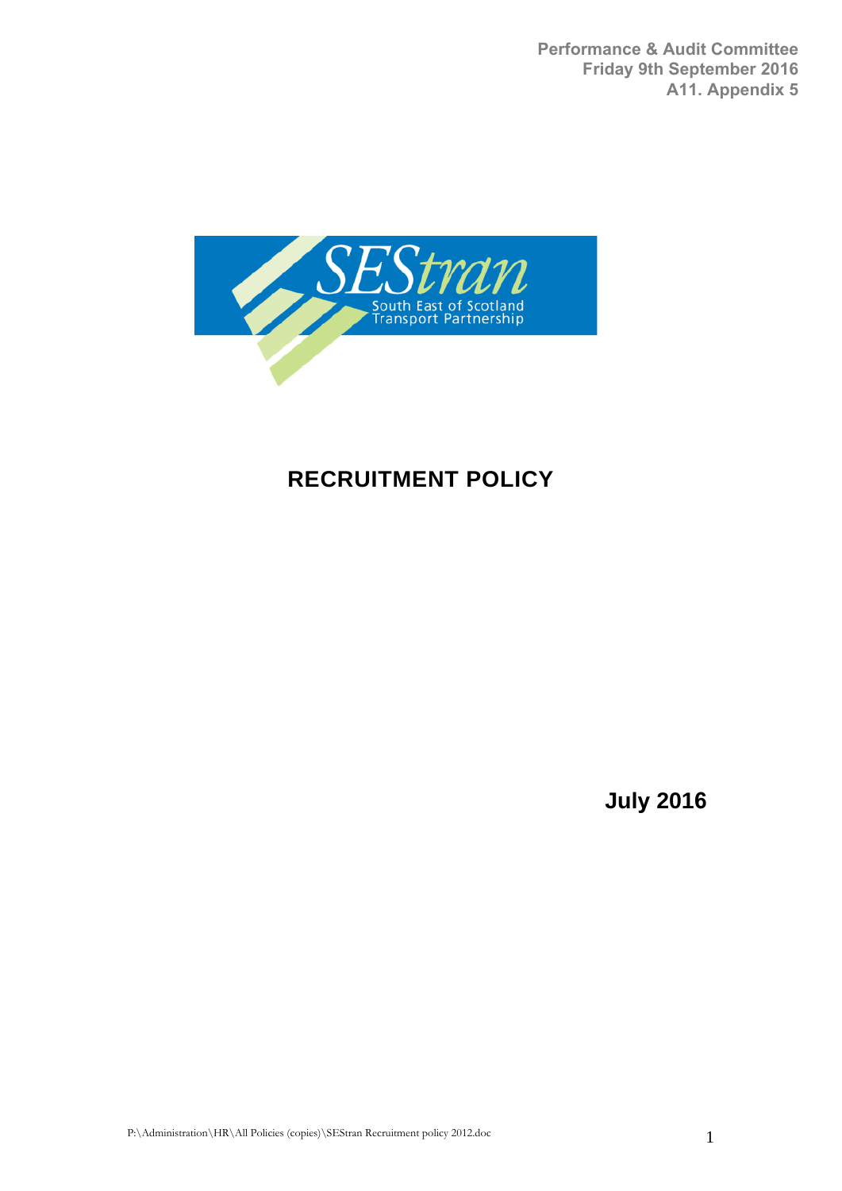Performance & Audit Committee
Friday 9th September 2016
A11. Appendix 5

SEStran
South East of Scotland
Transport Partnership

# RECRUITMENT POLICY

**July 2016**

P:\Administration\HR\All Policies (copies)\SEStran Recruitment policy 2012.doc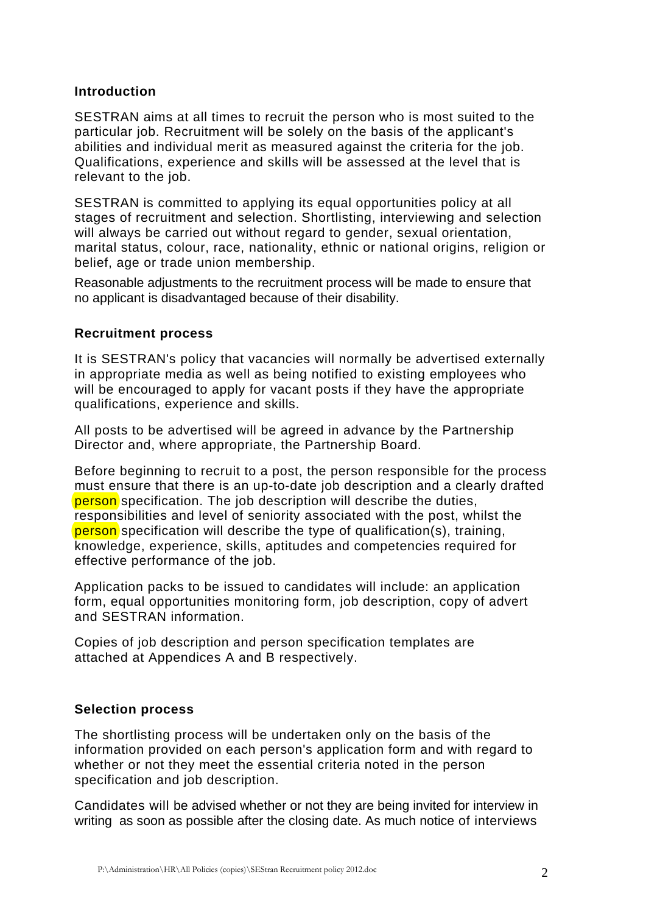## Introduction

SESTRAN aims at all times to recruit the person who is most suited to the particular job. Recruitment will be solely on the basis of the applicant's abilities and individual merit as measured against the criteria for the job. Qualifications, experience and skills will be assessed at the level that is relevant to the job.

SESTRAN is committed to applying its equal opportunities policy at all stages of recruitment and selection. Shortlisting, interviewing and selection will always be carried out without regard to gender, sexual orientation, marital status, colour, race, nationality, ethnic or national origins, religion or belief, age or trade union membership.

Reasonable adjustments to the recruitment process will be made to ensure that no applicant is disadvantaged because of their disability.

## Recruitment process

It is SESTRAN's policy that vacancies will normally be advertised externally in appropriate media as well as being notified to existing employees who will be encouraged to apply for vacant posts if they have the appropriate qualifications, experience and skills.

All posts to be advertised will be agreed in advance by the Partnership Director and, where appropriate, the Partnership Board.

Before beginning to recruit to a post, the person responsible for the process must ensure that there is an up-to-date job description and a clearly drafted person specification. The job description will describe the duties, responsibilities and level of seniority associated with the post, whilst the person specification will describe the type of qualification(s), training, knowledge, experience, skills, aptitudes and competencies required for effective performance of the job.

Application packs to be issued to candidates will include: an application form, equal opportunities monitoring form, job description, copy of advert and SESTRAN information.

Copies of job description and person specification templates are attached at Appendices A and B respectively.

## Selection process

The shortlisting process will be undertaken only on the basis of the information provided on each person's application form and with regard to whether or not they meet the essential criteria noted in the person specification and job description.

Candidates will be advised whether or not they are being invited for interview in writing as soon as possible after the closing date. As much notice of interviews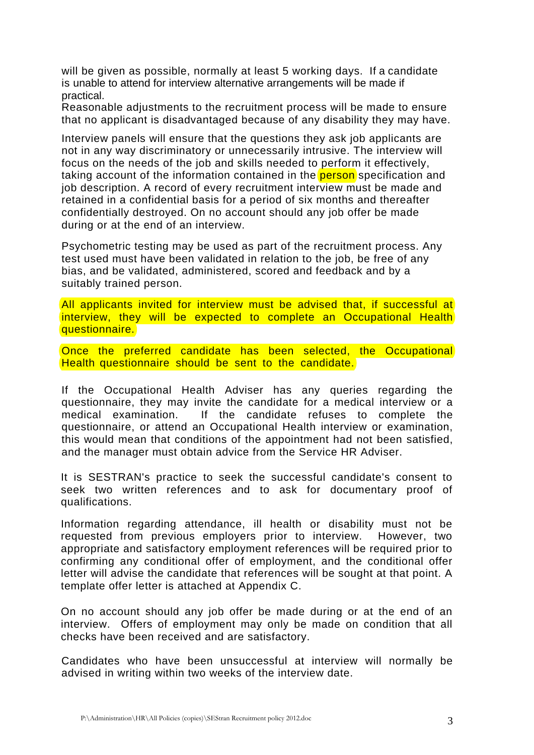will be given as possible, normally at least 5 working days. If a candidate is unable to attend for interview alternative arrangements will be made if practical.
Reasonable adjustments to the recruitment process will be made to ensure that no applicant is disadvantaged because of any disability they may have.

Interview panels will ensure that the questions they ask job applicants are not in any way discriminatory or unnecessarily intrusive. The interview will focus on the needs of the job and skills needed to perform it effectively, taking account of the information contained in the person specification and job description. A record of every recruitment interview must be made and retained in a confidential basis for a period of six months and thereafter confidentially destroyed. On no account should any job offer be made during or at the end of an interview.

Psychometric testing may be used as part of the recruitment process. Any test used must have been validated in relation to the job, be free of any bias, and be validated, administered, scored and feedback and by a suitably trained person.

All applicants invited for interview must be advised that, if successful at interview, they will be expected to complete an Occupational Health questionnaire.

Once the preferred candidate has been selected, the Occupational Health questionnaire should be sent to the candidate.

If the Occupational Health Adviser has any queries regarding the questionnaire, they may invite the candidate for a medical interview or a medical examination. If the candidate refuses to complete the questionnaire, or attend an Occupational Health interview or examination, this would mean that conditions of the appointment had not been satisfied, and the manager must obtain advice from the Service HR Adviser.

It is SESTRAN's practice to seek the successful candidate's consent to seek two written references and to ask for documentary proof of qualifications.

Information regarding attendance, ill health or disability must not be requested from previous employers prior to interview. However, two appropriate and satisfactory employment references will be required prior to confirming any conditional offer of employment, and the conditional offer letter will advise the candidate that references will be sought at that point. A template offer letter is attached at Appendix C.

On no account should any job offer be made during or at the end of an interview. Offers of employment may only be made on condition that all checks have been received and are satisfactory.

Candidates who have been unsuccessful at interview will normally be advised in writing within two weeks of the interview date.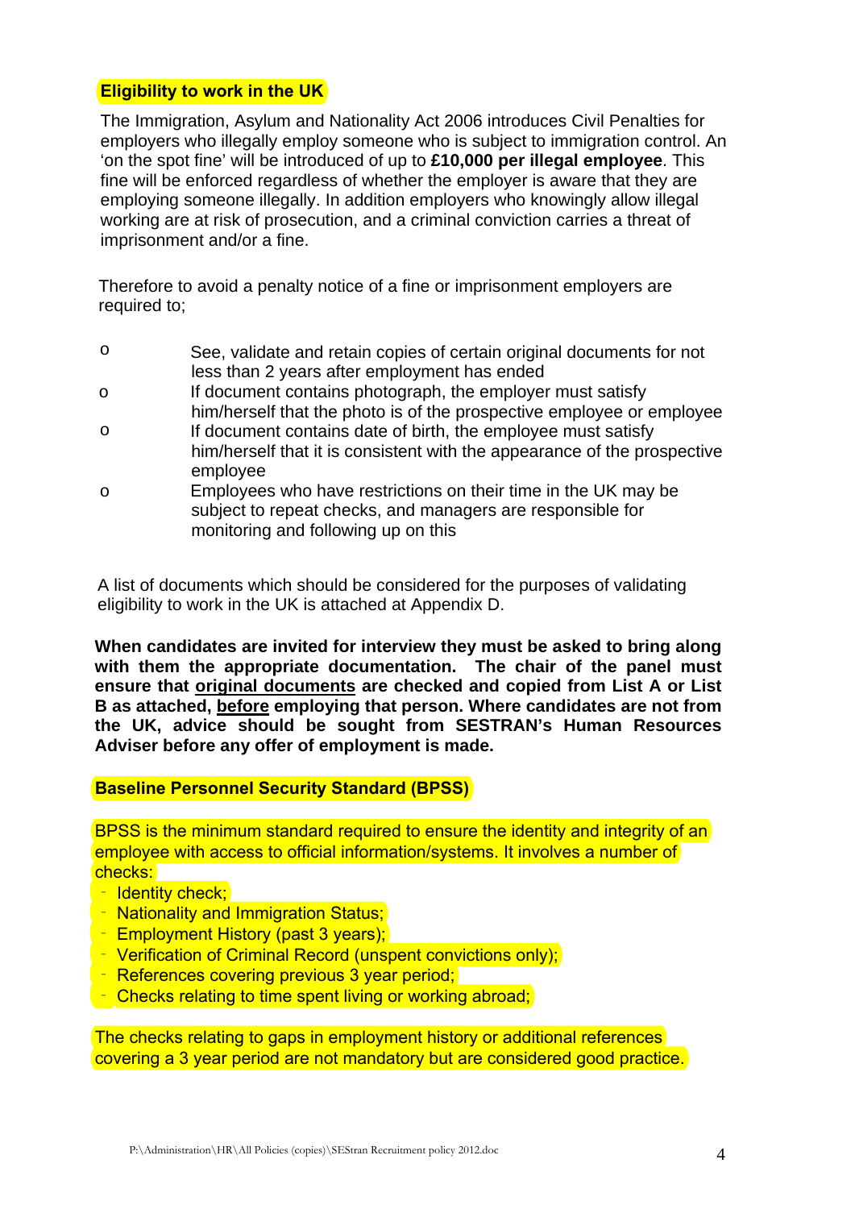## Eligibility to work in the UK

The Immigration, Asylum and Nationality Act 2006 introduces Civil Penalties for employers who illegally employ someone who is subject to immigration control. An 'on the spot fine' will be introduced of up to **£10,000 per illegal employee**. This fine will be enforced regardless of whether the employer is aware that they are employing someone illegally. In addition employers who knowingly allow illegal working are at risk of prosecution, and a criminal conviction carries a threat of imprisonment and/or a fine.

Therefore to avoid a penalty notice of a fine or imprisonment employers are required to;

- See, validate and retain copies of certain original documents for not less than 2 years after employment has ended
- If document contains photograph, the employer must satisfy him/herself that the photo is of the prospective employee or employee
- If document contains date of birth, the employee must satisfy him/herself that it is consistent with the appearance of the prospective employee
- Employees who have restrictions on their time in the UK may be subject to repeat checks, and managers are responsible for monitoring and following up on this

A list of documents which should be considered for the purposes of validating eligibility to work in the UK is attached at Appendix D.

**When candidates are invited for interview they must be asked to bring along with them the appropriate documentation. The chair of the panel must ensure that <u>original documents</u> are checked and copied from List A or List B as attached, <u>before</u> employing that person. Where candidates are not from the UK, advice should be sought from SESTRAN's Human Resources Adviser before any offer of employment is made.**

## Baseline Personnel Security Standard (BPSS)

BPSS is the minimum standard required to ensure the identity and integrity of an employee with access to official information/systems. It involves a number of checks:

- Identity check;
- Nationality and Immigration Status;
- Employment History (past 3 years);
- Verification of Criminal Record (unspent convictions only);
- References covering previous 3 year period;
- Checks relating to time spent living or working abroad;

The checks relating to gaps in employment history or additional references covering a 3 year period are not mandatory but are considered good practice.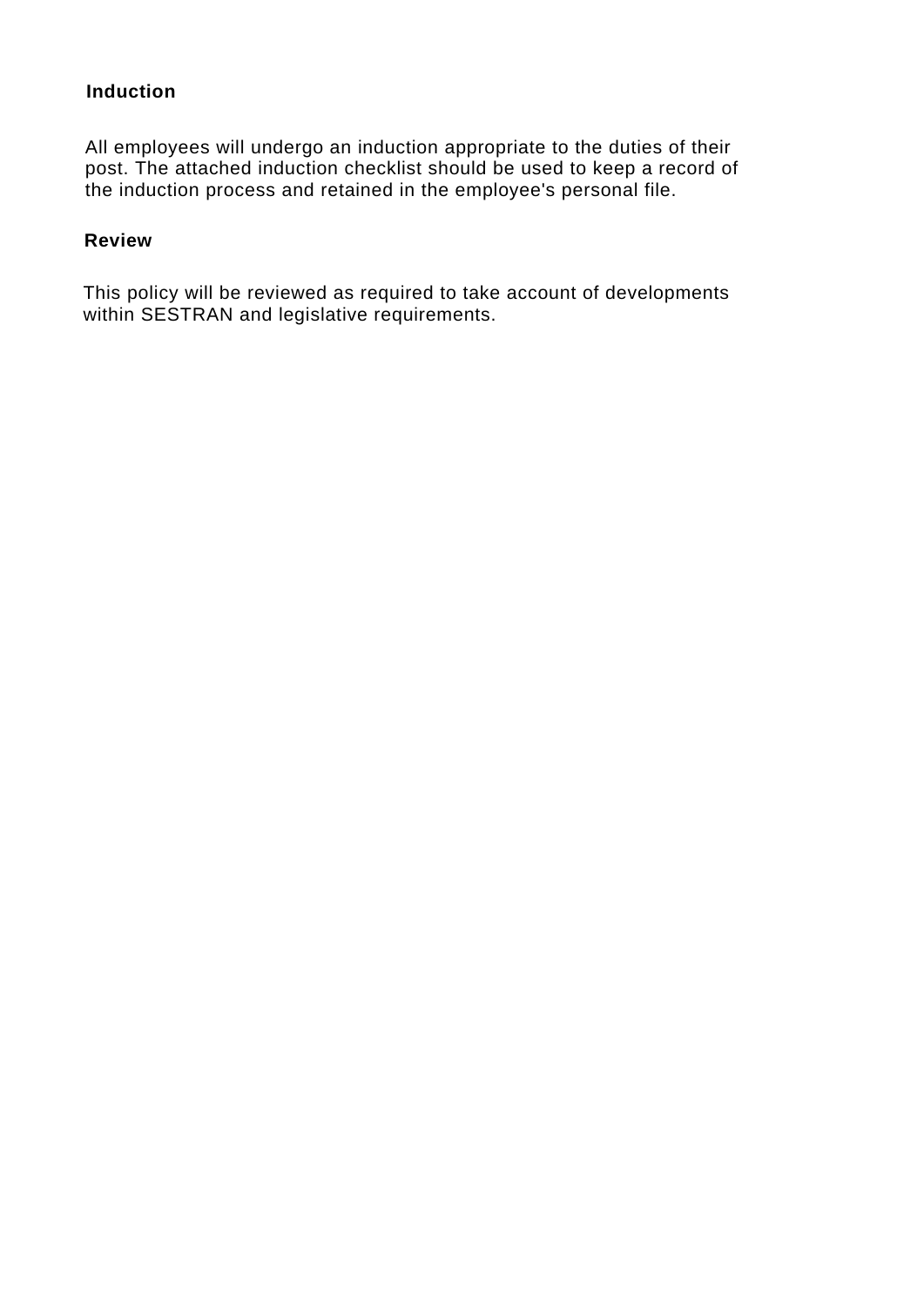**Induction**

All employees will undergo an induction appropriate to the duties of their post. The attached induction checklist should be used to keep a record of the induction process and retained in the employee's personal file.

**Review**

This policy will be reviewed as required to take account of developments within SESTRAN and legislative requirements.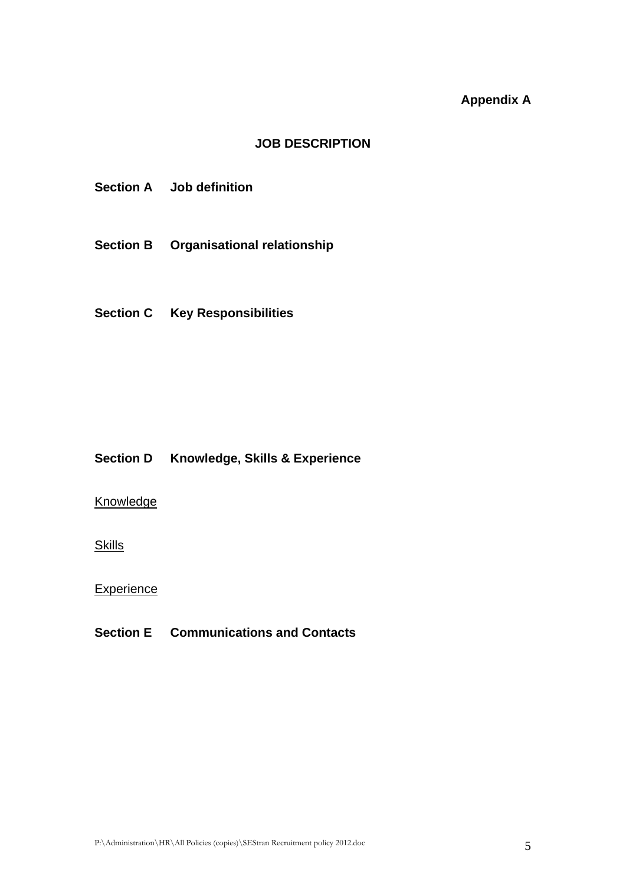**Appendix A**

# JOB DESCRIPTION

## Section A Job definition

## Section B Organisational relationship

## Section C Key Responsibilities

## Section D Knowledge, Skills & Experience

<u>Knowledge</u>

<u>Skills</u>

<u>Experience</u>

## Section E Communications and Contacts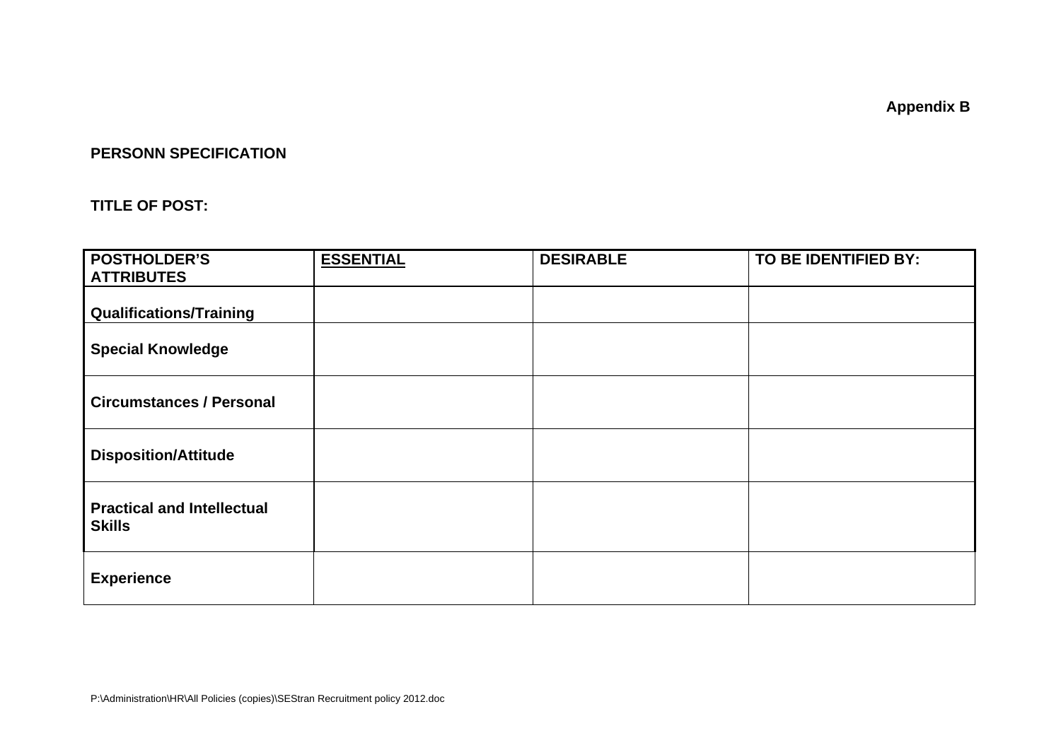**Appendix B**

**PERSONN SPECIFICATION**

**TITLE OF POST:**

| POSTHOLDER'S ATTRIBUTES | ESSENTIAL | DESIRABLE | TO BE IDENTIFIED BY: |
| --- | --- | --- | --- |
| **Qualifications/Training** | | | |
| **Special Knowledge** | | | |
| **Circumstances / Personal** | | | |
| **Disposition/Attitude** | | | |
| **Practical and Intellectual Skills** | | | |
| **Experience** | | | |

P:\Administration\HR\All Policies (copies)\SEStran Recruitment policy 2012.doc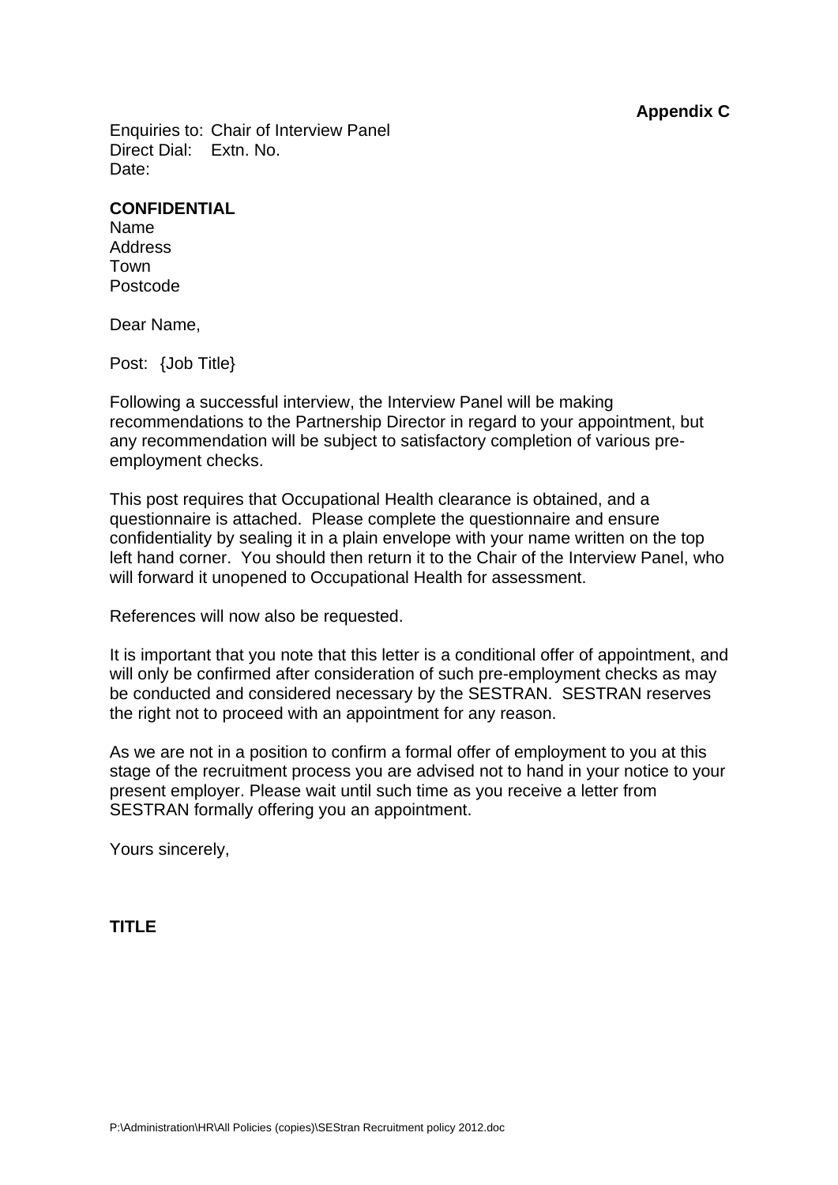**Appendix C**

Enquiries to: Chair of Interview Panel
Direct Dial: Extn. No.
Date:

**CONFIDENTIAL**
Name
Address
Town
Postcode

Dear Name,

Post: {Job Title}

Following a successful interview, the Interview Panel will be making recommendations to the Partnership Director in regard to your appointment, but any recommendation will be subject to satisfactory completion of various pre-employment checks.

This post requires that Occupational Health clearance is obtained, and a questionnaire is attached. Please complete the questionnaire and ensure confidentiality by sealing it in a plain envelope with your name written on the top left hand corner. You should then return it to the Chair of the Interview Panel, who will forward it unopened to Occupational Health for assessment.

References will now also be requested.

It is important that you note that this letter is a conditional offer of appointment, and will only be confirmed after consideration of such pre-employment checks as may be conducted and considered necessary by the SESTRAN. SESTRAN reserves the right not to proceed with an appointment for any reason.

As we are not in a position to confirm a formal offer of employment to you at this stage of the recruitment process you are advised not to hand in your notice to your present employer. Please wait until such time as you receive a letter from SESTRAN formally offering you an appointment.

Yours sincerely,

**TITLE**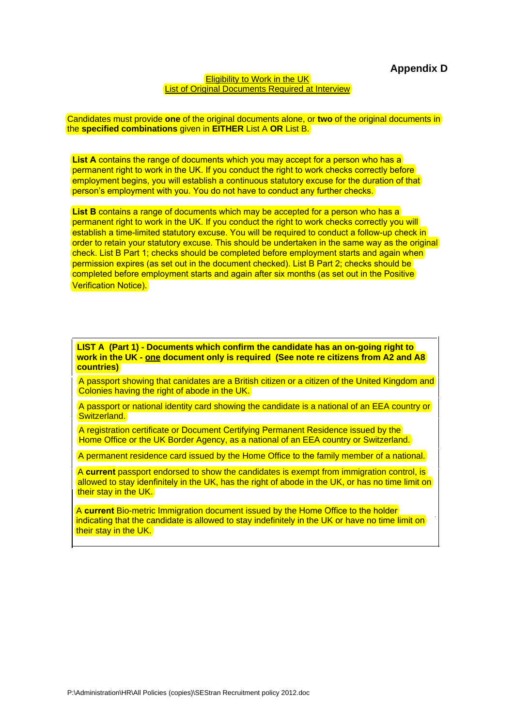**Appendix D**

Eligibility to Work in the UK
List of Original Documents Required at Interview

Candidates must provide **one** of the original documents alone, or **two** of the original documents in the **specified combinations** given in **EITHER** List A **OR** List B.

**List A** contains the range of documents which you may accept for a person who has a permanent right to work in the UK. If you conduct the right to work checks correctly before employment begins, you will establish a continuous statutory excuse for the duration of that person's employment with you. You do not have to conduct any further checks.

**List B** contains a range of documents which may be accepted for a person who has a permanent right to work in the UK. If you conduct the right to work checks correctly you will establish a time-limited statutory excuse. You will be required to conduct a follow-up check in order to retain your statutory excuse. This should be undertaken in the same way as the original check. List B Part 1; checks should be completed before employment starts and again when permission expires (as set out in the document checked). List B Part 2; checks should be completed before employment starts and again after six months (as set out in the Positive Verification Notice).

| **LIST A (Part 1) - Documents which confirm the candidate has an on-going right to work in the UK - one document only is required (See note re citizens from A2 and A8 countries)** |
| --- |
| A passport showing that canidates are a British citizen or a citizen of the United Kingdom and Colonies having the right of abode in the UK. |
| A passport or national identity card showing the candidate is a national of an EEA country or Switzerland. |
| A registration certificate or Document Certifying Permanent Residence issued by the Home Office or the UK Border Agency, as a national of an EEA country or Switzerland. |
| A permanent residence card issued by the Home Office to the family member of a national. |
| A **current** passport endorsed to show the candidates is exempt from immigration control, is allowed to stay idenfinitely in the UK, has the right of abode in the UK, or has no time limit on their stay in the UK. |
| A **current** Bio-metric Immigration document issued by the Home Office to the holder indicating that the candidate is allowed to stay indefinitely in the UK or have no time limit on their stay in the UK. |

P:\Administration\HR\All Policies (copies)\SEStran Recruitment policy 2012.doc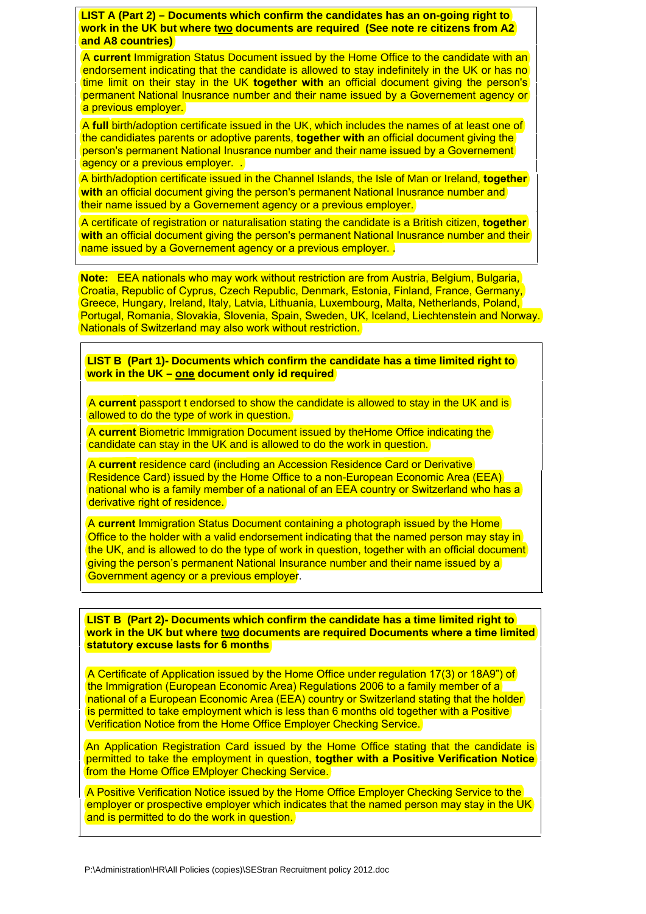**LIST A (Part 2) – Documents which confirm the candidates has an on-going right to work in the UK but where two documents are required (See note re citizens from A2 and A8 countries)**

A **current** Immigration Status Document issued by the Home Office to the candidate with an endorsement indicating that the candidate is allowed to stay indefinitely in the UK or has no time limit on their stay in the UK **together with** an official document giving the person's permanent National Inusrance number and their name issued by a Governement agency or a previous employer.

A **full** birth/adoption certificate issued in the UK, which includes the names of at least one of the candidiates parents or adoptive parents, **together with** an official document giving the person's permanent National Inusrance number and their name issued by a Governement agency or a previous employer. .

A birth/adoption certificate issued in the Channel Islands, the Isle of Man or Ireland, **together with** an official document giving the person's permanent National Inusrance number and their name issued by a Governement agency or a previous employer.

A certificate of registration or naturalisation stating the candidate is a British citizen, **together with** an official document giving the person's permanent National Inusrance number and their name issued by a Governement agency or a previous employer. .

**Note:** EEA nationals who may work without restriction are from Austria, Belgium, Bulgaria, Croatia, Republic of Cyprus, Czech Republic, Denmark, Estonia, Finland, France, Germany, Greece, Hungary, Ireland, Italy, Latvia, Lithuania, Luxembourg, Malta, Netherlands, Poland, Portugal, Romania, Slovakia, Slovenia, Spain, Sweden, UK, Iceland, Liechtenstein and Norway. Nationals of Switzerland may also work without restriction.

**LIST B (Part 1)- Documents which confirm the candidate has a time limited right to work in the UK – one document only id required**

A **current** passport t endorsed to show the candidate is allowed to stay in the UK and is allowed to do the type of work in question.

A **current** Biometric Immigration Document issued by theHome Office indicating the candidate can stay in the UK and is allowed to do the work in question.

A **current** residence card (including an Accession Residence Card or Derivative Residence Card) issued by the Home Office to a non-European Economic Area (EEA) national who is a family member of a national of an EEA country or Switzerland who has a derivative right of residence.

A **current** Immigration Status Document containing a photograph issued by the Home Office to the holder with a valid endorsement indicating that the named person may stay in the UK, and is allowed to do the type of work in question, together with an official document giving the person's permanent National Insurance number and their name issued by a Government agency or a previous employer.

**LIST B (Part 2)- Documents which confirm the candidate has a time limited right to work in the UK but where two documents are required Documents where a time limited statutory excuse lasts for 6 months**

A Certificate of Application issued by the Home Office under regulation 17(3) or 18A9") of the Immigration (European Economic Area) Regulations 2006 to a family member of a national of a European Economic Area (EEA) country or Switzerland stating that the holder is permitted to take employment which is less than 6 months old together with a Positive Verification Notice from the Home Office Employer Checking Service.

An Application Registration Card issued by the Home Office stating that the candidate is permitted to take the employment in question, **togther with a Positive Verification Notice** from the Home Office EMployer Checking Service.

A Positive Verification Notice issued by the Home Office Employer Checking Service to the employer or prospective employer which indicates that the named person may stay in the UK and is permitted to do the work in question.

P:\Administration\HR\All Policies (copies)\SEStran Recruitment policy 2012.doc